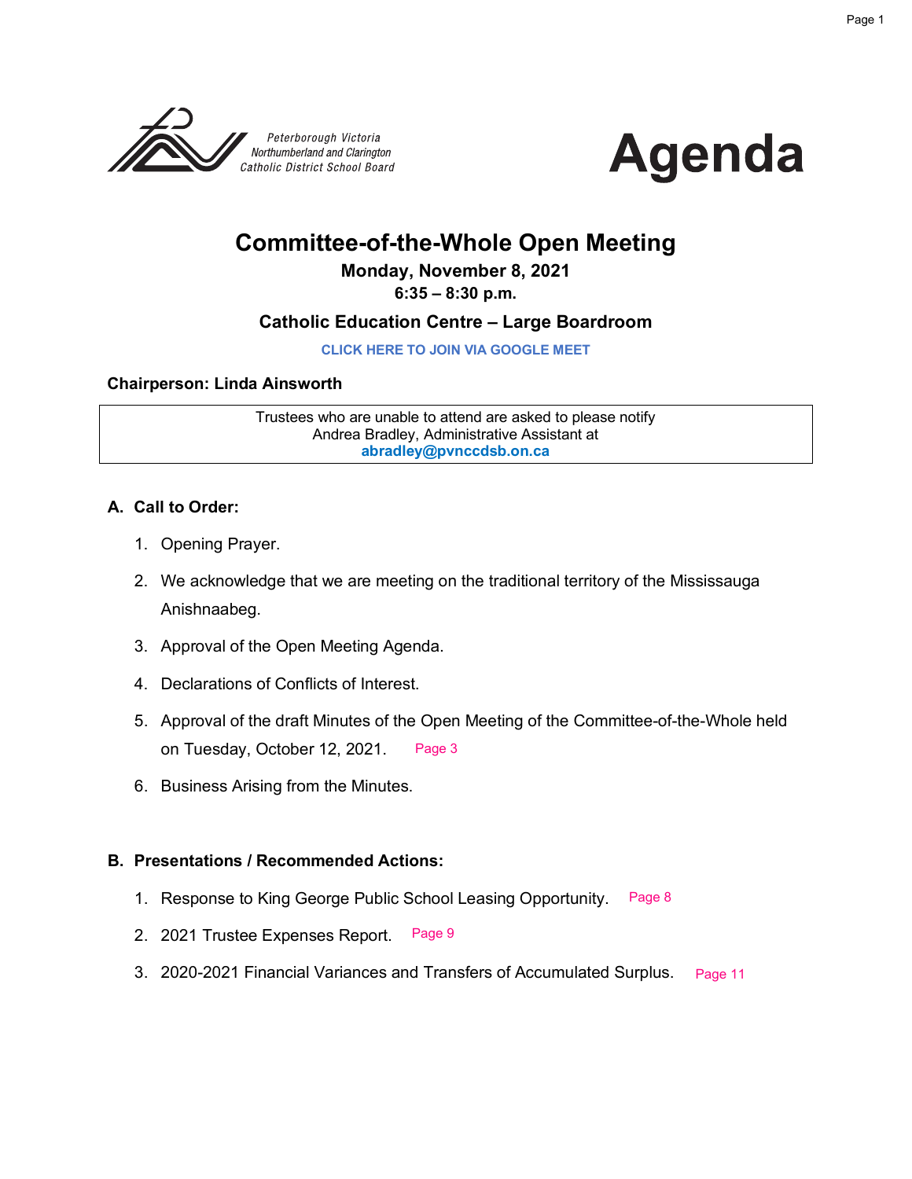Peterborough Victoria Northumberland and Clarington Catholic District School Board

# Agenda

## Committee-of-the-Whole Open Meeting

**Monday, November 8, 2021**

**6:35 – 8:30 p.m.**

**Catholic Education Centre – Large Boardroom**

**CLICK HERE TO JOIN VIA GOOGLE MEET**

**Chairperson: Linda Ainsworth**

Trustees who are unable to attend are asked to please notify Andrea Bradley, Administrative Assistant at **abradley@pvnccdsb.on.ca**

### A. Call to Order:

1. Opening Prayer.
2. We acknowledge that we are meeting on the traditional territory of the Mississauga Anishnaabeg.
3. Approval of the Open Meeting Agenda.
4. Declarations of Conflicts of Interest.
5. Approval of the draft Minutes of the Open Meeting of the Committee-of-the-Whole held on Tuesday, October 12, 2021. Page 3
6. Business Arising from the Minutes.

### B. Presentations / Recommended Actions:

1. Response to King George Public School Leasing Opportunity. Page 8
2. 2021 Trustee Expenses Report. Page 9
3. 2020-2021 Financial Variances and Transfers of Accumulated Surplus. Page 11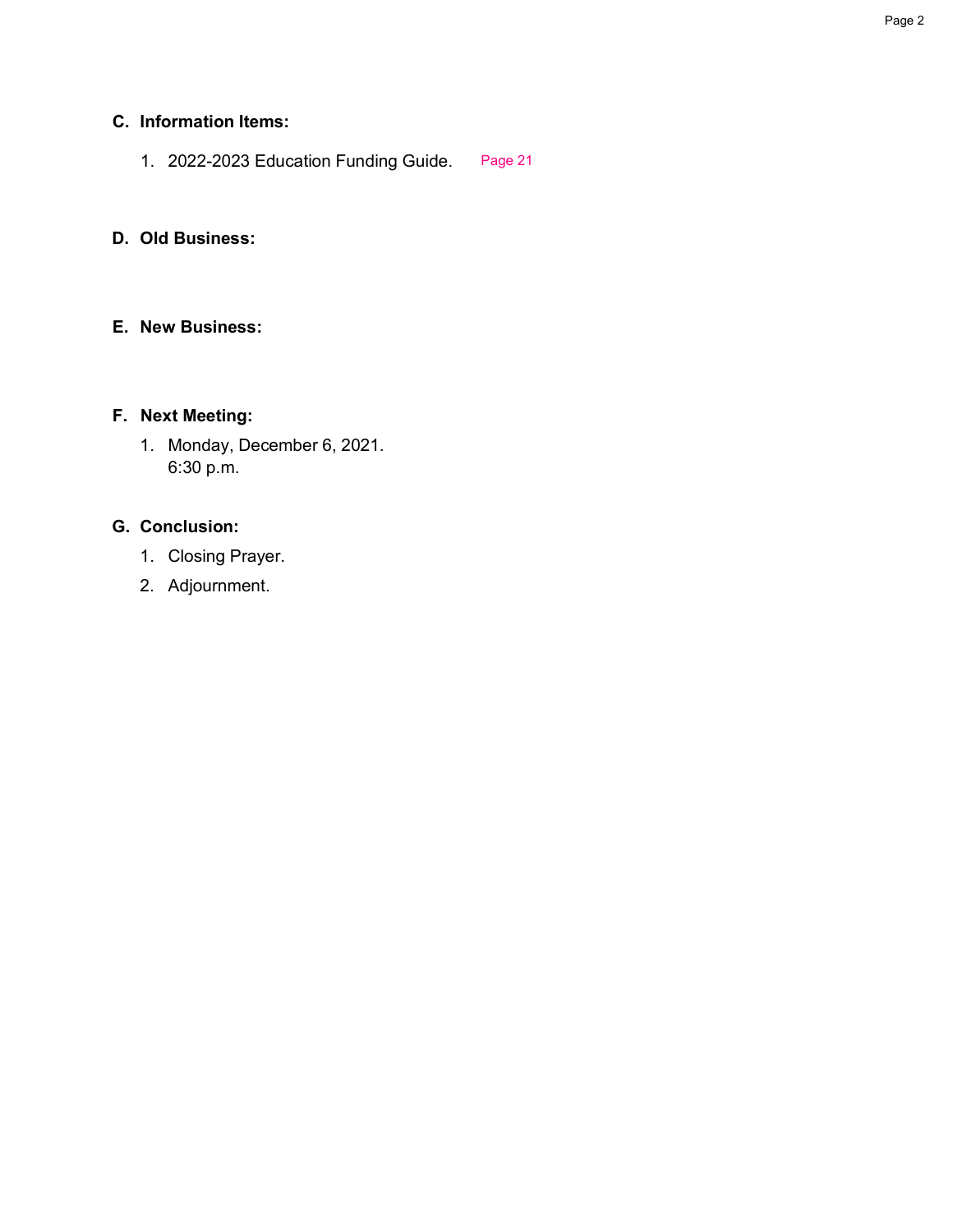## C. Information Items:

1. 2022-2023 Education Funding Guide. Page 21

## D. Old Business:

## E. New Business:

## F. Next Meeting:

1. Monday, December 6, 2021.
   6:30 p.m.

## G. Conclusion:

1. Closing Prayer.
2. Adjournment.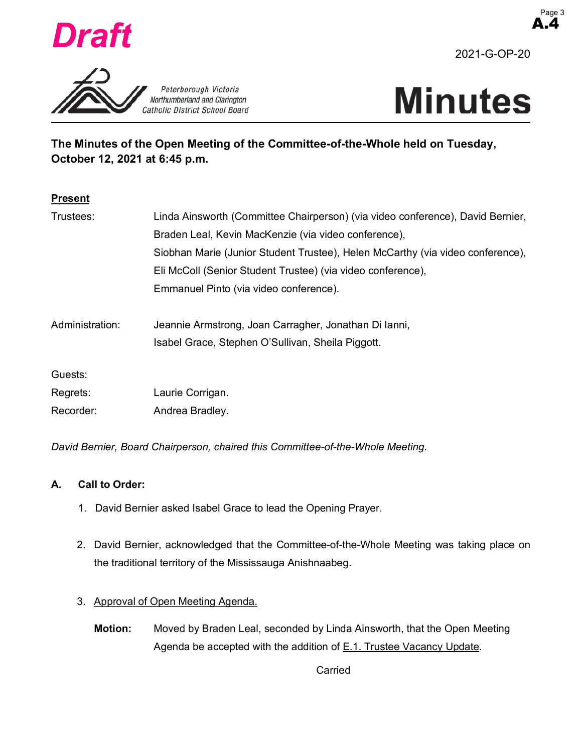Draft

2021-G-OP-20

Peterborough Victoria Northumberland and Clarington Catholic District School Board

# Minutes

**The Minutes of the Open Meeting of the Committee-of-the-Whole held on Tuesday, October 12, 2021 at 6:45 p.m.**

**Present**

Trustees: Linda Ainsworth (Committee Chairperson) (via video conference), David Bernier, Braden Leal, Kevin MacKenzie (via video conference), Siobhan Marie (Junior Student Trustee), Helen McCarthy (via video conference), Eli McColl (Senior Student Trustee) (via video conference), Emmanuel Pinto (via video conference).

Administration: Jeannie Armstrong, Joan Carragher, Jonathan Di Ianni, Isabel Grace, Stephen O'Sullivan, Sheila Piggott.

Guests:

Regrets: Laurie Corrigan.

Recorder: Andrea Bradley.

*David Bernier, Board Chairperson, chaired this Committee-of-the-Whole Meeting.*

**A. Call to Order:**

1. David Bernier asked Isabel Grace to lead the Opening Prayer.

2. David Bernier, acknowledged that the Committee-of-the-Whole Meeting was taking place on the traditional territory of the Mississauga Anishnaabeg.

3. Approval of Open Meeting Agenda.

   **Motion:** Moved by Braden Leal, seconded by Linda Ainsworth, that the Open Meeting Agenda be accepted with the addition of E.1. Trustee Vacancy Update.

   Carried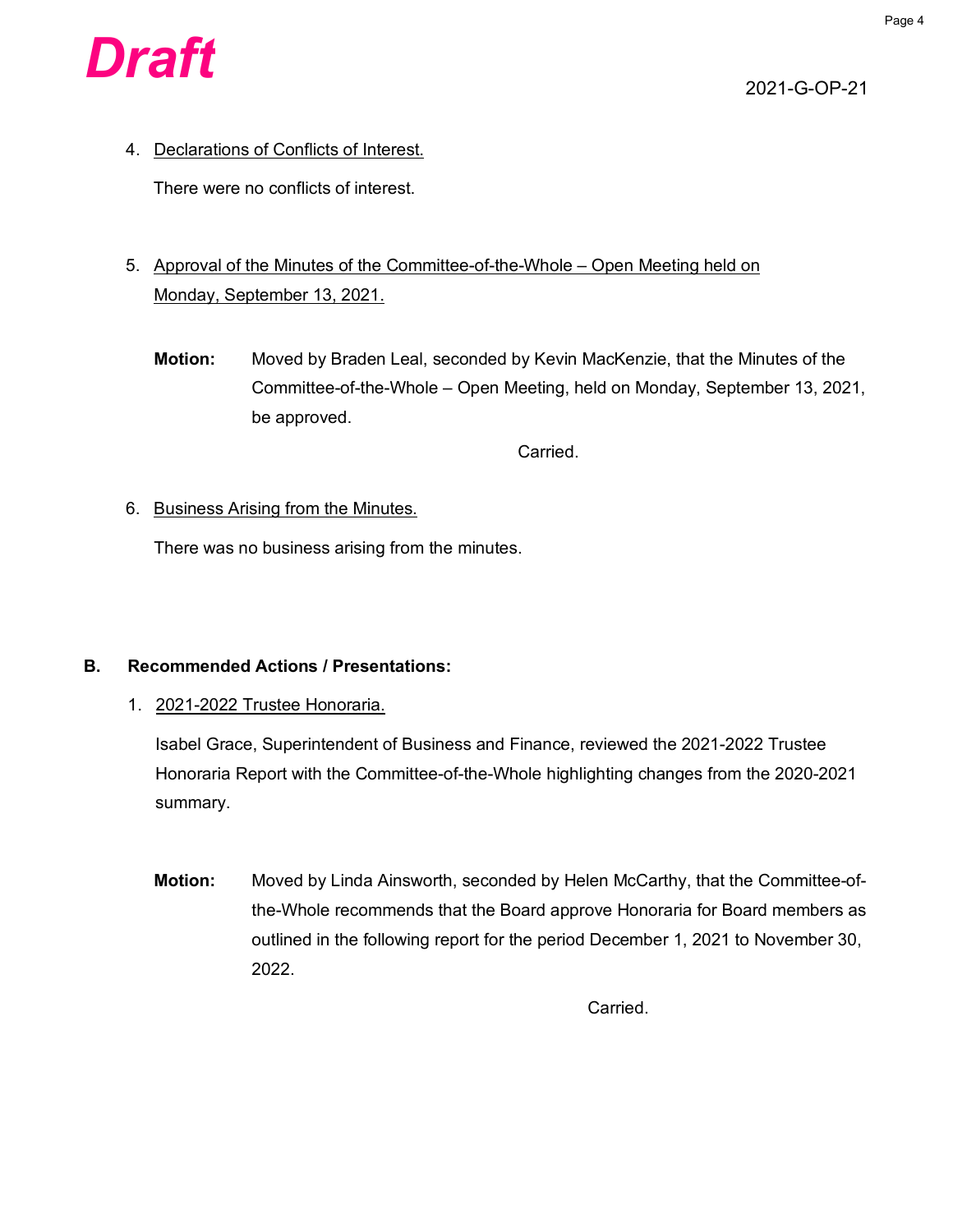**Draft**

2021-G-OP-21

4. Declarations of Conflicts of Interest.

   There were no conflicts of interest.

5. Approval of the Minutes of the Committee-of-the-Whole – Open Meeting held on Monday, September 13, 2021.

   **Motion:** Moved by Braden Leal, seconded by Kevin MacKenzie, that the Minutes of the Committee-of-the-Whole – Open Meeting, held on Monday, September 13, 2021, be approved.

   Carried.

6. Business Arising from the Minutes.

   There was no business arising from the minutes.

**B. Recommended Actions / Presentations:**

1. 2021-2022 Trustee Honoraria.

   Isabel Grace, Superintendent of Business and Finance, reviewed the 2021-2022 Trustee Honoraria Report with the Committee-of-the-Whole highlighting changes from the 2020-2021 summary.

   **Motion:** Moved by Linda Ainsworth, seconded by Helen McCarthy, that the Committee-of-the-Whole recommends that the Board approve Honoraria for Board members as outlined in the following report for the period December 1, 2021 to November 30, 2022.

   Carried.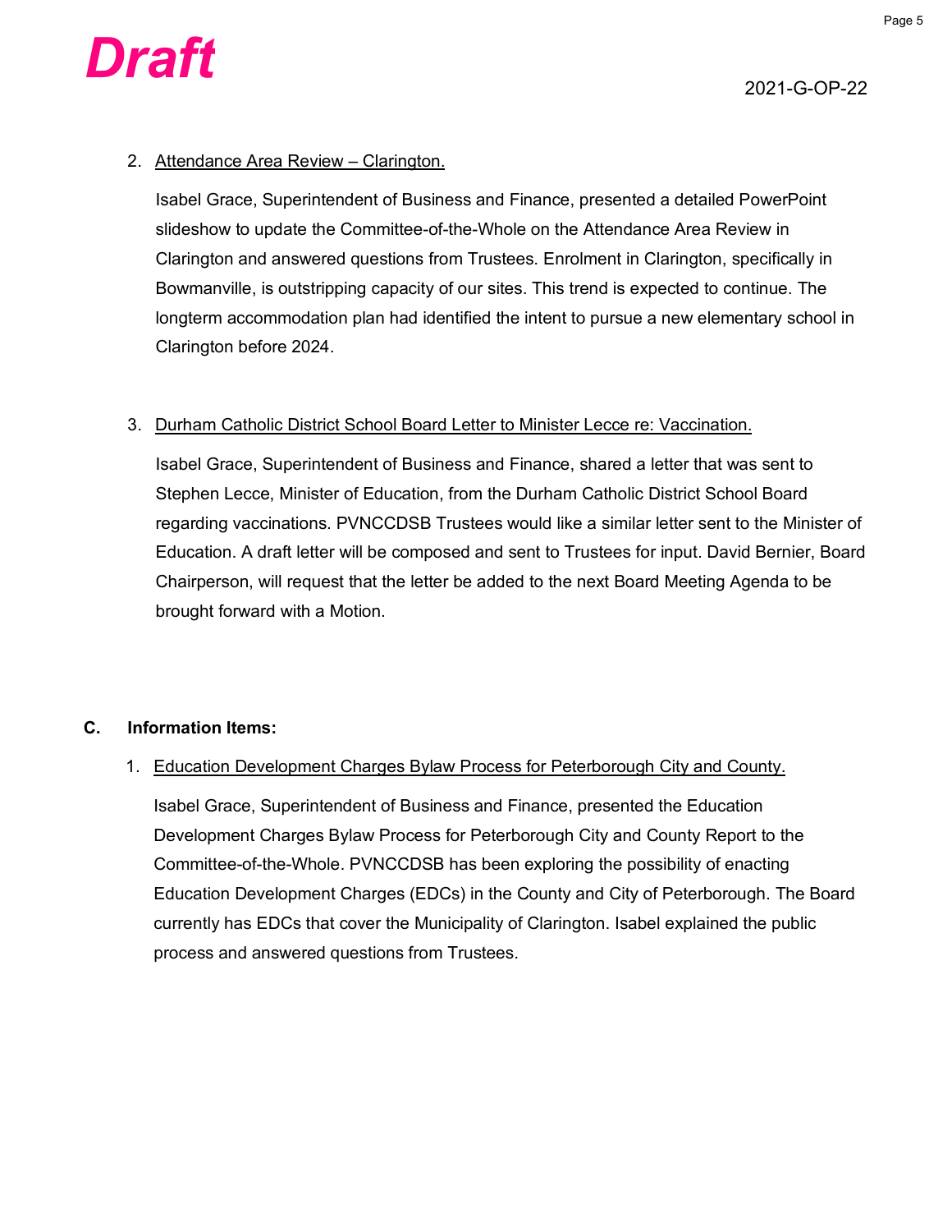**Draft**

2021-G-OP-22

2. Attendance Area Review – Clarington.

   Isabel Grace, Superintendent of Business and Finance, presented a detailed PowerPoint slideshow to update the Committee-of-the-Whole on the Attendance Area Review in Clarington and answered questions from Trustees. Enrolment in Clarington, specifically in Bowmanville, is outstripping capacity of our sites. This trend is expected to continue. The longterm accommodation plan had identified the intent to pursue a new elementary school in Clarington before 2024.

3. Durham Catholic District School Board Letter to Minister Lecce re: Vaccination.

   Isabel Grace, Superintendent of Business and Finance, shared a letter that was sent to Stephen Lecce, Minister of Education, from the Durham Catholic District School Board regarding vaccinations. PVNCCDSB Trustees would like a similar letter sent to the Minister of Education. A draft letter will be composed and sent to Trustees for input. David Bernier, Board Chairperson, will request that the letter be added to the next Board Meeting Agenda to be brought forward with a Motion.

**C. Information Items:**

1. Education Development Charges Bylaw Process for Peterborough City and County.

   Isabel Grace, Superintendent of Business and Finance, presented the Education Development Charges Bylaw Process for Peterborough City and County Report to the Committee-of-the-Whole. PVNCCDSB has been exploring the possibility of enacting Education Development Charges (EDCs) in the County and City of Peterborough. The Board currently has EDCs that cover the Municipality of Clarington. Isabel explained the public process and answered questions from Trustees.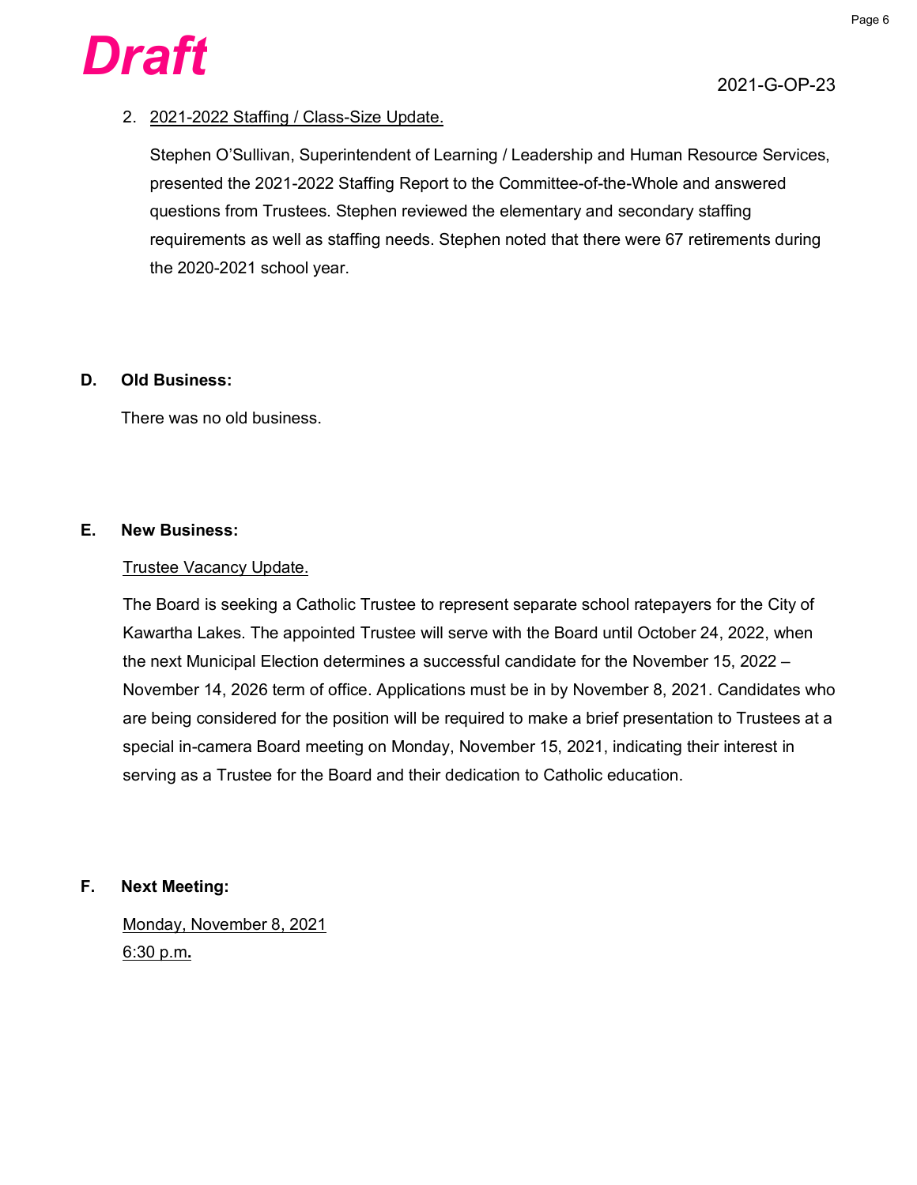**Draft**

2021-G-OP-23

2. <u>2021-2022 Staffing / Class-Size Update.</u>

   Stephen O'Sullivan, Superintendent of Learning / Leadership and Human Resource Services, presented the 2021-2022 Staffing Report to the Committee-of-the-Whole and answered questions from Trustees. Stephen reviewed the elementary and secondary staffing requirements as well as staffing needs. Stephen noted that there were 67 retirements during the 2020-2021 school year.

**D. Old Business:**

There was no old business.

**E. New Business:**

<u>Trustee Vacancy Update.</u>

The Board is seeking a Catholic Trustee to represent separate school ratepayers for the City of Kawartha Lakes. The appointed Trustee will serve with the Board until October 24, 2022, when the next Municipal Election determines a successful candidate for the November 15, 2022 – November 14, 2026 term of office. Applications must be in by November 8, 2021. Candidates who are being considered for the position will be required to make a brief presentation to Trustees at a special in-camera Board meeting on Monday, November 15, 2021, indicating their interest in serving as a Trustee for the Board and their dedication to Catholic education.

**F. Next Meeting:**

<u>Monday, November 8, 2021</u>
<u>6:30 p.m</u>**.**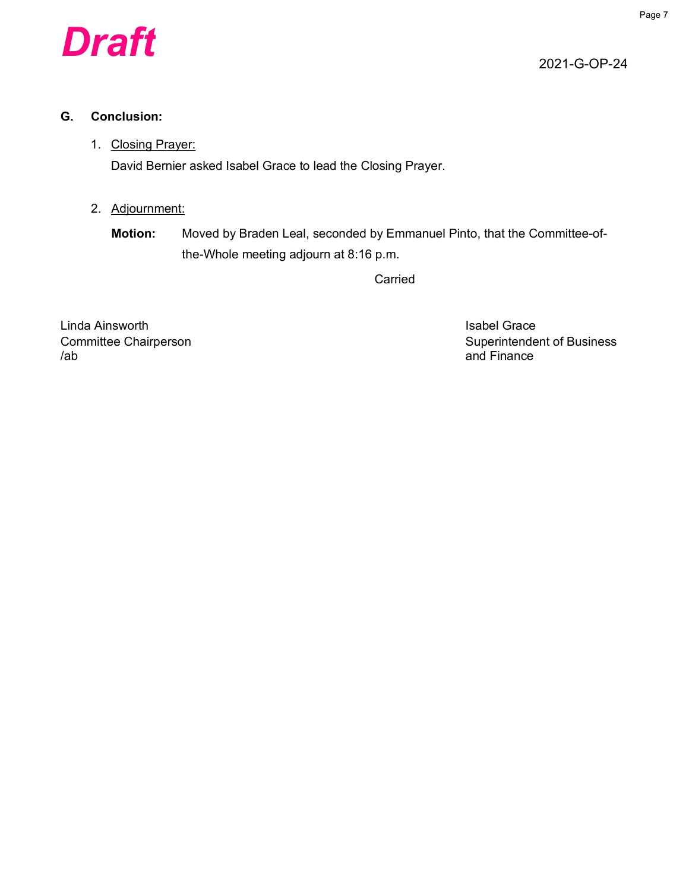***Draft***

2021-G-OP-24

## G. Conclusion:

1. Closing Prayer:

   David Bernier asked Isabel Grace to lead the Closing Prayer.

2. Adjournment:

   **Motion:** Moved by Braden Leal, seconded by Emmanuel Pinto, that the Committee-of-the-Whole meeting adjourn at 8:16 p.m.

   Carried

Linda Ainsworth
Committee Chairperson
/ab

Isabel Grace
Superintendent of Business and Finance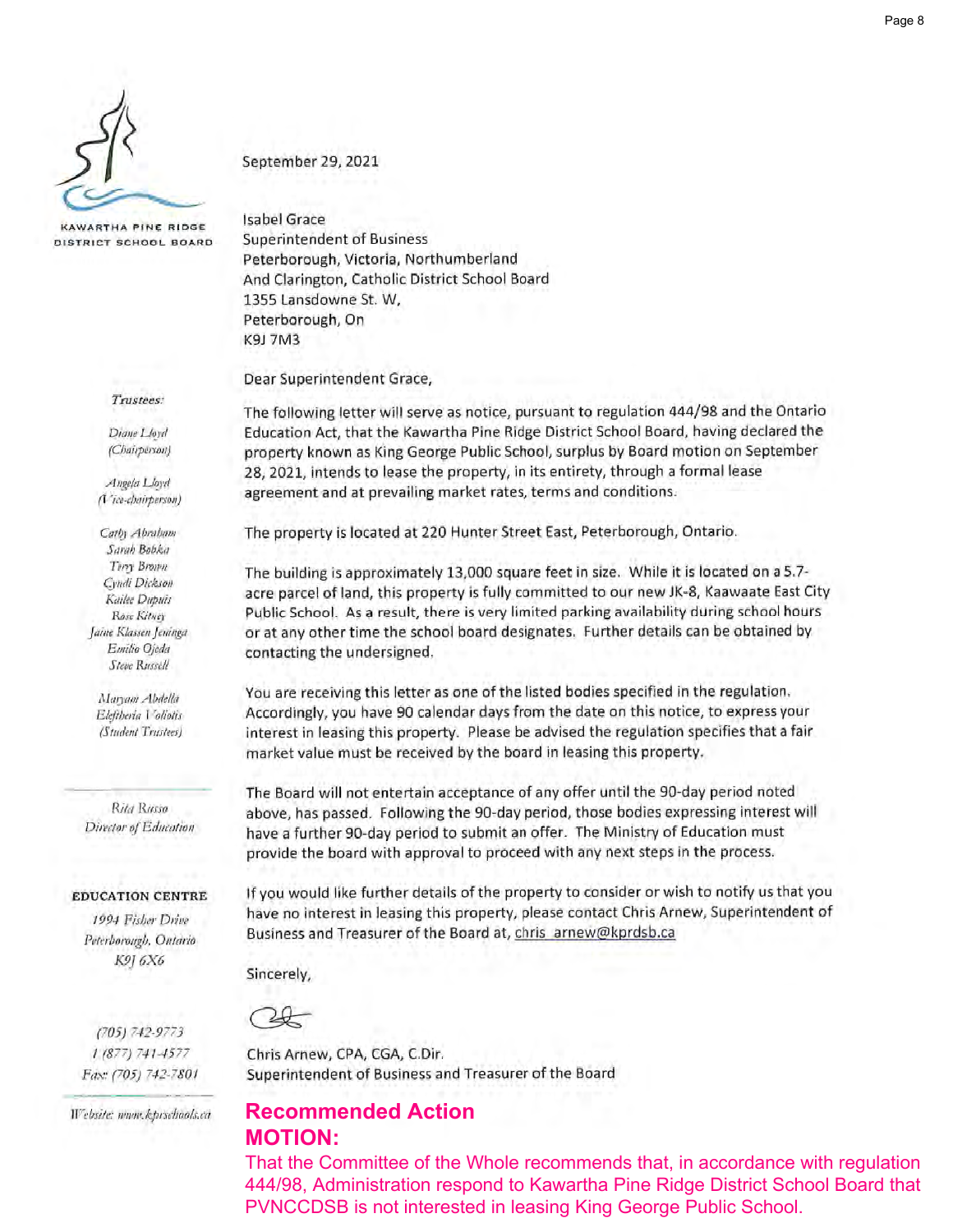KAWARTHA PINE RIDGE DISTRICT SCHOOL BOARD

*Trustees:*

*Diane Lloyd (Chairperson)*

*Angela Lloyd (Vice-chairperson)*

*Cathy Abraham*
*Sarah Bobka*
*Terry Brown*
*Cyndi Dickson*
*Kailee Dupuis*
*Rose Kitney*
*Jaine Klassen Jeninga*
*Emilio Ojeda*
*Steve Russell*

*Maryam Abdella*
*Eleftheria Voliotis*
*(Student Trustees)*

*Rita Russo*
*Director of Education*

**EDUCATION CENTRE**

*1994 Fisher Drive*
*Peterborough, Ontario*
*K9J 6X6*

*(705) 742-9773*
*1 (877) 741-4577*
*Fax: (705) 742-7801*

*Website: www.kprschools.ca*

September 29, 2021

Isabel Grace
Superintendent of Business
Peterborough, Victoria, Northumberland
And Clarington, Catholic District School Board
1355 Lansdowne St. W,
Peterborough, On
K9J 7M3

Dear Superintendent Grace,

The following letter will serve as notice, pursuant to regulation 444/98 and the Ontario Education Act, that the Kawartha Pine Ridge District School Board, having declared the property known as King George Public School, surplus by Board motion on September 28, 2021, intends to lease the property, in its entirety, through a formal lease agreement and at prevailing market rates, terms and conditions.

The property is located at 220 Hunter Street East, Peterborough, Ontario.

The building is approximately 13,000 square feet in size. While it is located on a 5.7-acre parcel of land, this property is fully committed to our new JK-8, Kaawaate East City Public School. As a result, there is very limited parking availability during school hours or at any other time the school board designates. Further details can be obtained by contacting the undersigned.

You are receiving this letter as one of the listed bodies specified in the regulation. Accordingly, you have 90 calendar days from the date on this notice, to express your interest in leasing this property. Please be advised the regulation specifies that a fair market value must be received by the board in leasing this property.

The Board will not entertain acceptance of any offer until the 90-day period noted above, has passed. Following the 90-day period, those bodies expressing interest will have a further 90-day period to submit an offer. The Ministry of Education must provide the board with approval to proceed with any next steps in the process.

If you would like further details of the property to consider or wish to notify us that you have no interest in leasing this property, please contact Chris Arnew, Superintendent of Business and Treasurer of the Board at, chris_arnew@kprdsb.ca

Sincerely,

Chris Arnew, CPA, CGA, C.Dir.
Superintendent of Business and Treasurer of the Board

## Recommended Action

## MOTION:

That the Committee of the Whole recommends that, in accordance with regulation 444/98, Administration respond to Kawartha Pine Ridge District School Board that PVNCCDSB is not interested in leasing King George Public School.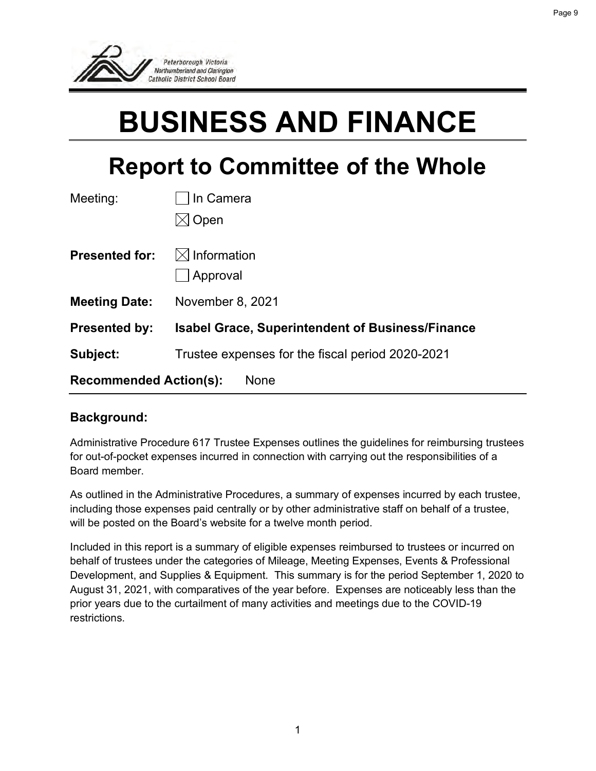Peterborough Victoria Northumberland and Clarington Catholic District School Board

# BUSINESS AND FINANCE

## Report to Committee of the Whole

Meeting: ☐ In Camera
☒ Open

**Presented for:** ☒ Information
☐ Approval

**Meeting Date:** November 8, 2021

**Presented by:** **Isabel Grace, Superintendent of Business/Finance**

**Subject:** Trustee expenses for the fiscal period 2020-2021

**Recommended Action(s):** None

### Background:

Administrative Procedure 617 Trustee Expenses outlines the guidelines for reimbursing trustees for out-of-pocket expenses incurred in connection with carrying out the responsibilities of a Board member.

As outlined in the Administrative Procedures, a summary of expenses incurred by each trustee, including those expenses paid centrally or by other administrative staff on behalf of a trustee, will be posted on the Board's website for a twelve month period.

Included in this report is a summary of eligible expenses reimbursed to trustees or incurred on behalf of trustees under the categories of Mileage, Meeting Expenses, Events & Professional Development, and Supplies & Equipment. This summary is for the period September 1, 2020 to August 31, 2021, with comparatives of the year before. Expenses are noticeably less than the prior years due to the curtailment of many activities and meetings due to the COVID-19 restrictions.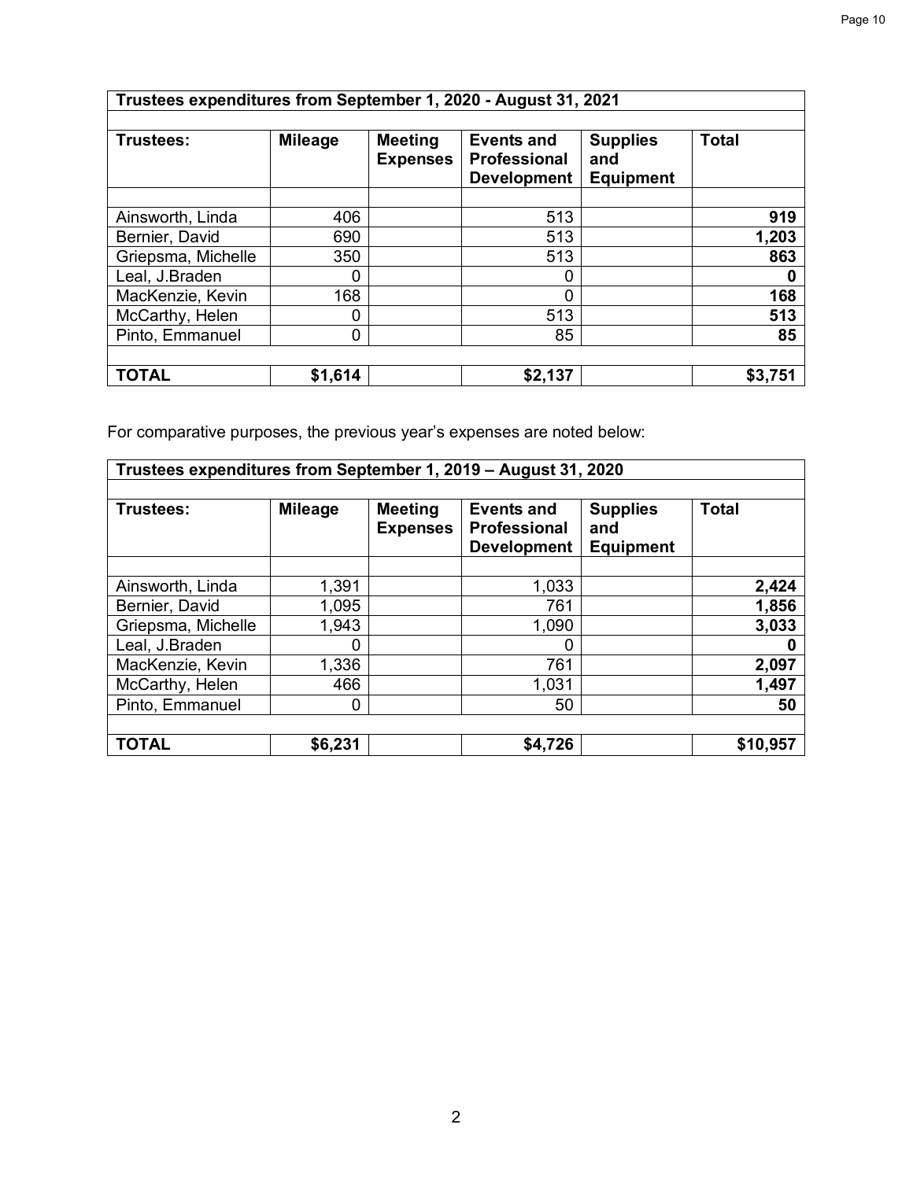| Trustees expenditures from September 1, 2020 - August 31, 2021 | | | | | |
|---|---|---|---|---|---|
| **Trustees:** | **Mileage** | **Meeting Expenses** | **Events and Professional Development** | **Supplies and Equipment** | **Total** |
| Ainsworth, Linda | 406 | | 513 | | **919** |
| Bernier, David | 690 | | 513 | | **1,203** |
| Griepsma, Michelle | 350 | | 513 | | **863** |
| Leal, J.Braden | 0 | | 0 | | **0** |
| MacKenzie, Kevin | 168 | | 0 | | **168** |
| McCarthy, Helen | 0 | | 513 | | **513** |
| Pinto, Emmanuel | 0 | | 85 | | **85** |
| **TOTAL** | **$1,614** | | **$2,137** | | **$3,751** |

For comparative purposes, the previous year's expenses are noted below:

| Trustees expenditures from September 1, 2019 – August 31, 2020 | | | | | |
|---|---|---|---|---|---|
| **Trustees:** | **Mileage** | **Meeting Expenses** | **Events and Professional Development** | **Supplies and Equipment** | **Total** |
| Ainsworth, Linda | 1,391 | | 1,033 | | **2,424** |
| Bernier, David | 1,095 | | 761 | | **1,856** |
| Griepsma, Michelle | 1,943 | | 1,090 | | **3,033** |
| Leal, J.Braden | 0 | | 0 | | **0** |
| MacKenzie, Kevin | 1,336 | | 761 | | **2,097** |
| McCarthy, Helen | 466 | | 1,031 | | **1,497** |
| Pinto, Emmanuel | 0 | | 50 | | **50** |
| **TOTAL** | **$6,231** | | **$4,726** | | **$10,957** |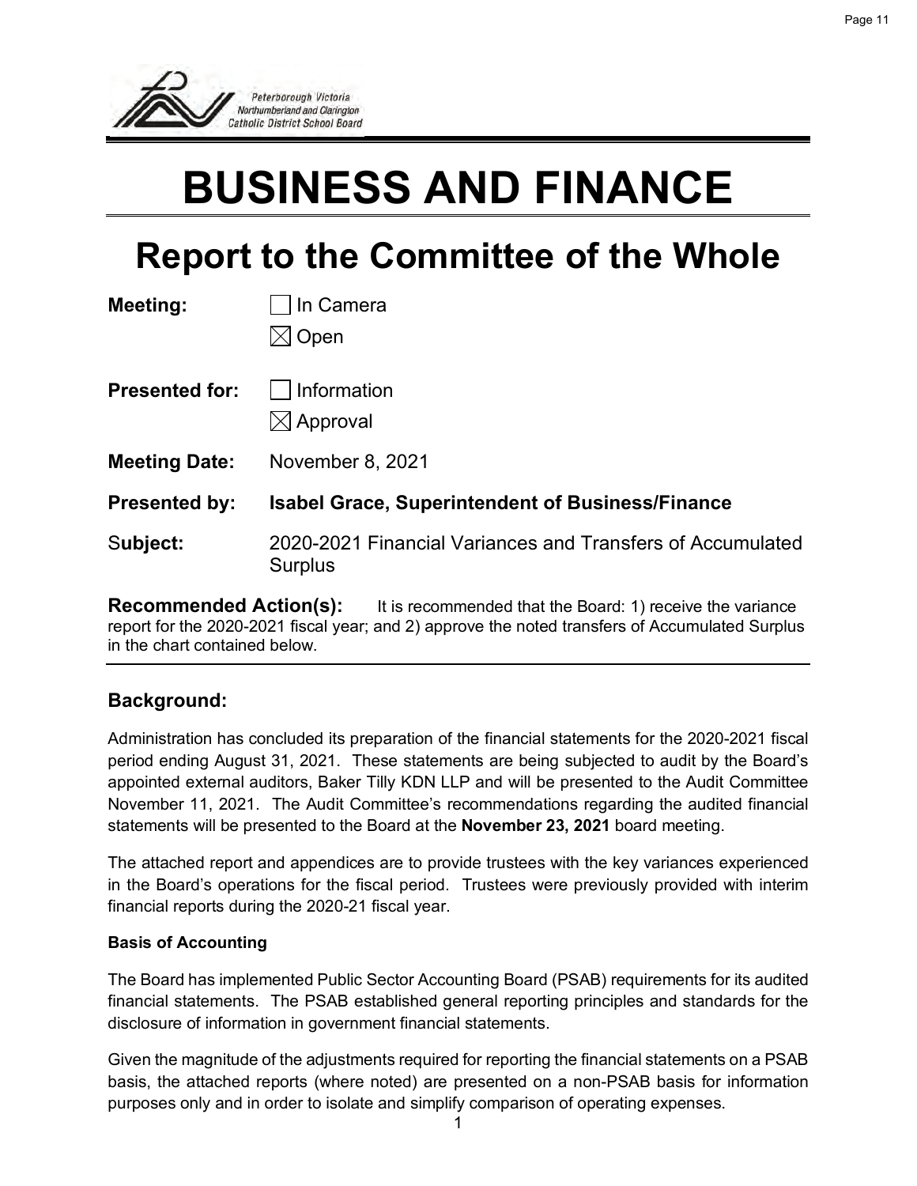Peterborough Victoria Northumberland and Clarington Catholic District School Board

# BUSINESS AND FINANCE

## Report to the Committee of the Whole

**Meeting:** ☐ In Camera
☒ Open

**Presented for:** ☐ Information
☒ Approval

**Meeting Date:** November 8, 2021

**Presented by:** **Isabel Grace, Superintendent of Business/Finance**

S**ubject:** 2020-2021 Financial Variances and Transfers of Accumulated Surplus

**Recommended Action(s):** It is recommended that the Board: 1) receive the variance report for the 2020-2021 fiscal year; and 2) approve the noted transfers of Accumulated Surplus in the chart contained below.

### Background:

Administration has concluded its preparation of the financial statements for the 2020-2021 fiscal period ending August 31, 2021. These statements are being subjected to audit by the Board's appointed external auditors, Baker Tilly KDN LLP and will be presented to the Audit Committee November 11, 2021. The Audit Committee's recommendations regarding the audited financial statements will be presented to the Board at the **November 23, 2021** board meeting.

The attached report and appendices are to provide trustees with the key variances experienced in the Board's operations for the fiscal period. Trustees were previously provided with interim financial reports during the 2020-21 fiscal year.

#### Basis of Accounting

The Board has implemented Public Sector Accounting Board (PSAB) requirements for its audited financial statements. The PSAB established general reporting principles and standards for the disclosure of information in government financial statements.

Given the magnitude of the adjustments required for reporting the financial statements on a PSAB basis, the attached reports (where noted) are presented on a non-PSAB basis for information purposes only and in order to isolate and simplify comparison of operating expenses.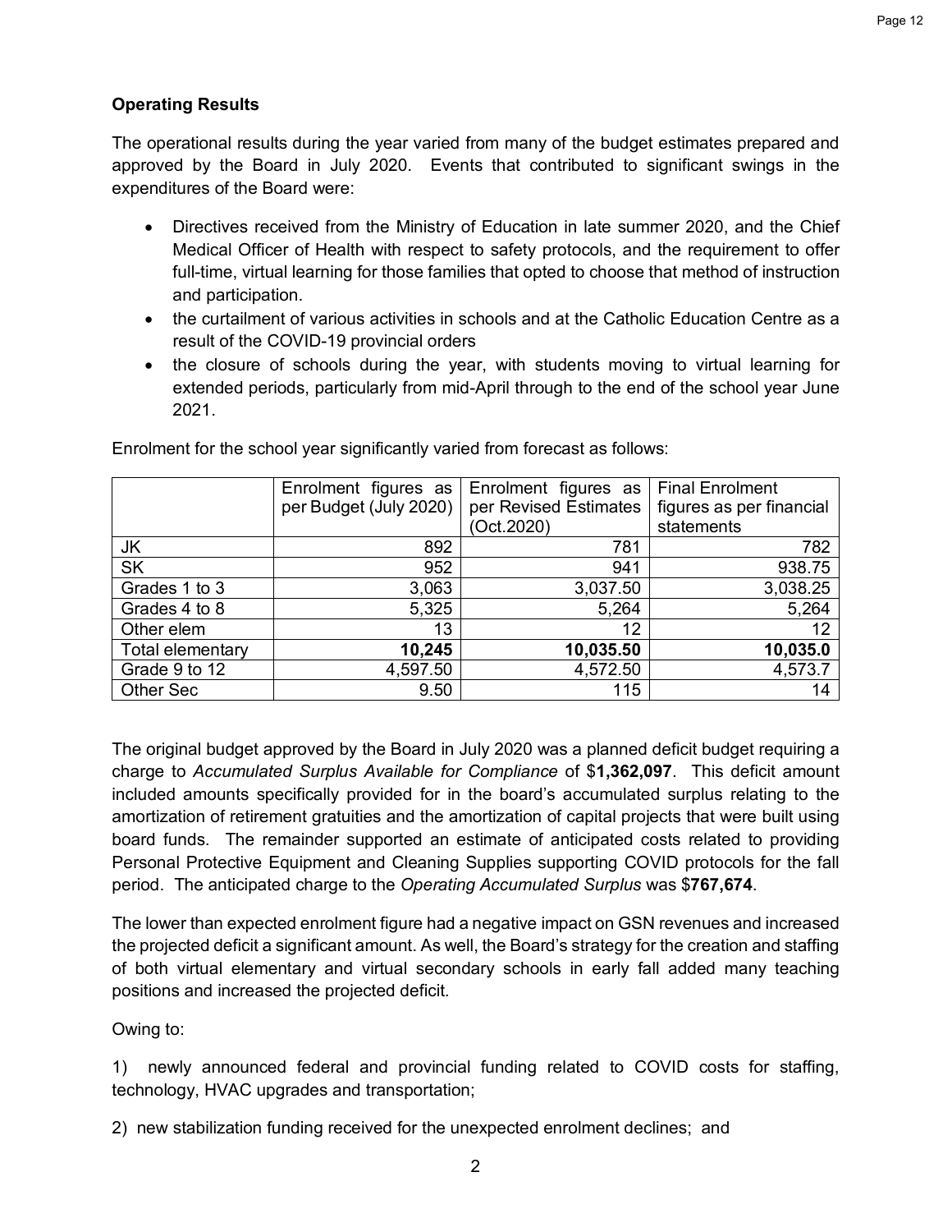**Operating Results**

The operational results during the year varied from many of the budget estimates prepared and approved by the Board in July 2020. Events that contributed to significant swings in the expenditures of the Board were:

- Directives received from the Ministry of Education in late summer 2020, and the Chief Medical Officer of Health with respect to safety protocols, and the requirement to offer full-time, virtual learning for those families that opted to choose that method of instruction and participation.
- the curtailment of various activities in schools and at the Catholic Education Centre as a result of the COVID-19 provincial orders
- the closure of schools during the year, with students moving to virtual learning for extended periods, particularly from mid-April through to the end of the school year June 2021.

Enrolment for the school year significantly varied from forecast as follows:

| | Enrolment figures as per Budget (July 2020) | Enrolment figures as per Revised Estimates (Oct.2020) | Final Enrolment figures as per financial statements |
|---|---|---|---|
| JK | 892 | 781 | 782 |
| SK | 952 | 941 | 938.75 |
| Grades 1 to 3 | 3,063 | 3,037.50 | 3,038.25 |
| Grades 4 to 8 | 5,325 | 5,264 | 5,264 |
| Other elem | 13 | 12 | 12 |
| Total elementary | **10,245** | **10,035.50** | **10,035.0** |
| Grade 9 to 12 | 4,597.50 | 4,572.50 | 4,573.7 |
| Other Sec | 9.50 | 115 | 14 |

The original budget approved by the Board in July 2020 was a planned deficit budget requiring a charge to *Accumulated Surplus Available for Compliance* of $**1,362,097**. This deficit amount included amounts specifically provided for in the board's accumulated surplus relating to the amortization of retirement gratuities and the amortization of capital projects that were built using board funds. The remainder supported an estimate of anticipated costs related to providing Personal Protective Equipment and Cleaning Supplies supporting COVID protocols for the fall period. The anticipated charge to the *Operating Accumulated Surplus* was $**767,674**.

The lower than expected enrolment figure had a negative impact on GSN revenues and increased the projected deficit a significant amount. As well, the Board's strategy for the creation and staffing of both virtual elementary and virtual secondary schools in early fall added many teaching positions and increased the projected deficit.

Owing to:

1) newly announced federal and provincial funding related to COVID costs for staffing, technology, HVAC upgrades and transportation;

2) new stabilization funding received for the unexpected enrolment declines; and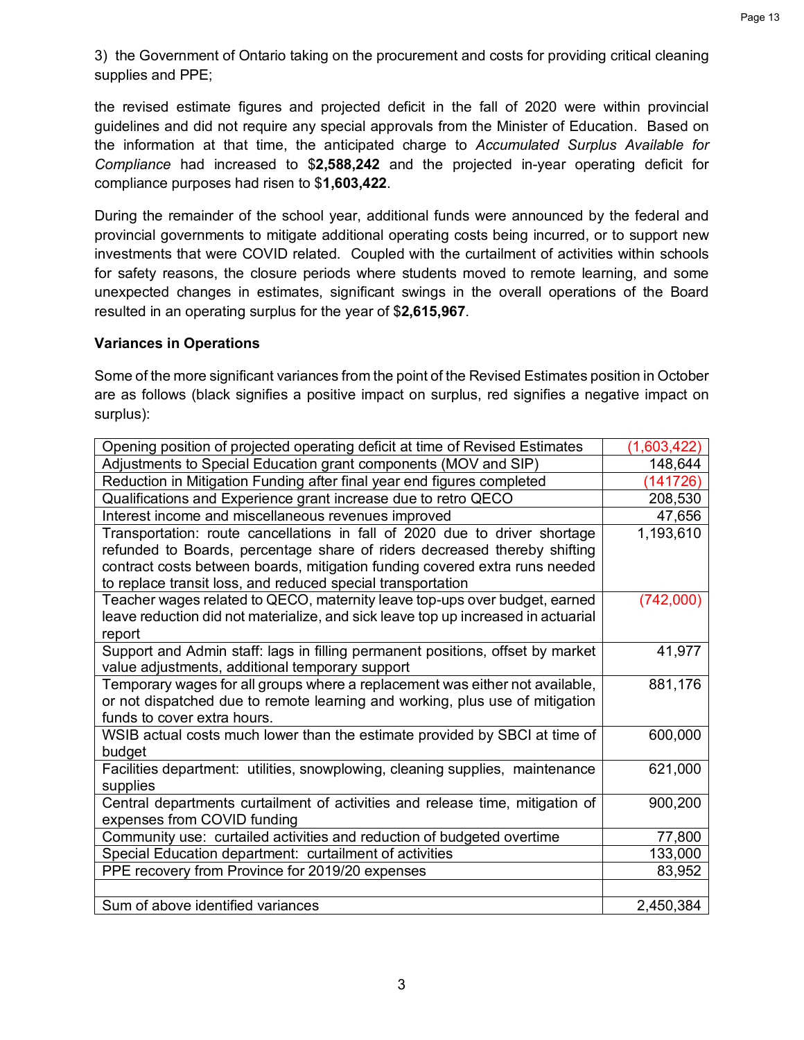3) the Government of Ontario taking on the procurement and costs for providing critical cleaning supplies and PPE;

the revised estimate figures and projected deficit in the fall of 2020 were within provincial guidelines and did not require any special approvals from the Minister of Education. Based on the information at that time, the anticipated charge to *Accumulated Surplus Available for Compliance* had increased to $**2,588,242** and the projected in-year operating deficit for compliance purposes had risen to $**1,603,422**.

During the remainder of the school year, additional funds were announced by the federal and provincial governments to mitigate additional operating costs being incurred, or to support new investments that were COVID related. Coupled with the curtailment of activities within schools for safety reasons, the closure periods where students moved to remote learning, and some unexpected changes in estimates, significant swings in the overall operations of the Board resulted in an operating surplus for the year of $**2,615,967**.

### Variances in Operations

Some of the more significant variances from the point of the Revised Estimates position in October are as follows (black signifies a positive impact on surplus, red signifies a negative impact on surplus):

| | |
|---|---|
| Opening position of projected operating deficit at time of Revised Estimates | (1,603,422) |
| Adjustments to Special Education grant components (MOV and SIP) | 148,644 |
| Reduction in Mitigation Funding after final year end figures completed | (141726) |
| Qualifications and Experience grant increase due to retro QECO | 208,530 |
| Interest income and miscellaneous revenues improved | 47,656 |
| Transportation: route cancellations in fall of 2020 due to driver shortage refunded to Boards, percentage share of riders decreased thereby shifting contract costs between boards, mitigation funding covered extra runs needed to replace transit loss, and reduced special transportation | 1,193,610 |
| Teacher wages related to QECO, maternity leave top-ups over budget, earned leave reduction did not materialize, and sick leave top up increased in actuarial report | (742,000) |
| Support and Admin staff: lags in filling permanent positions, offset by market value adjustments, additional temporary support | 41,977 |
| Temporary wages for all groups where a replacement was either not available, or not dispatched due to remote learning and working, plus use of mitigation funds to cover extra hours. | 881,176 |
| WSIB actual costs much lower than the estimate provided by SBCI at time of budget | 600,000 |
| Facilities department: utilities, snowplowing, cleaning supplies, maintenance supplies | 621,000 |
| Central departments curtailment of activities and release time, mitigation of expenses from COVID funding | 900,200 |
| Community use: curtailed activities and reduction of budgeted overtime | 77,800 |
| Special Education department: curtailment of activities | 133,000 |
| PPE recovery from Province for 2019/20 expenses | 83,952 |
| | |
| Sum of above identified variances | 2,450,384 |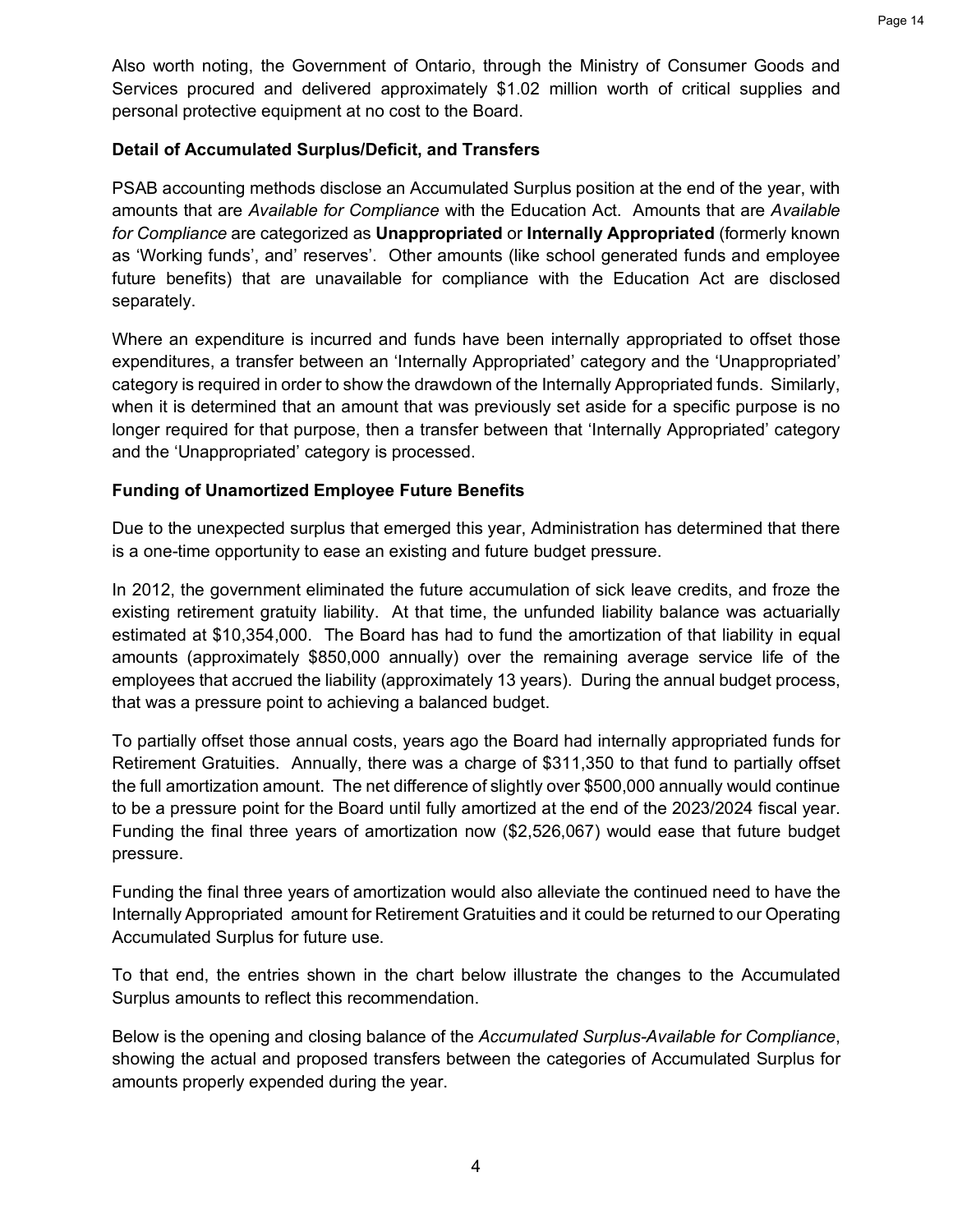Also worth noting, the Government of Ontario, through the Ministry of Consumer Goods and Services procured and delivered approximately $1.02 million worth of critical supplies and personal protective equipment at no cost to the Board.

**Detail of Accumulated Surplus/Deficit, and Transfers**

PSAB accounting methods disclose an Accumulated Surplus position at the end of the year, with amounts that are *Available for Compliance* with the Education Act. Amounts that are *Available for Compliance* are categorized as **Unappropriated** or **Internally Appropriated** (formerly known as 'Working funds', and' reserves'. Other amounts (like school generated funds and employee future benefits) that are unavailable for compliance with the Education Act are disclosed separately.

Where an expenditure is incurred and funds have been internally appropriated to offset those expenditures, a transfer between an 'Internally Appropriated' category and the 'Unappropriated' category is required in order to show the drawdown of the Internally Appropriated funds. Similarly, when it is determined that an amount that was previously set aside for a specific purpose is no longer required for that purpose, then a transfer between that 'Internally Appropriated' category and the 'Unappropriated' category is processed.

**Funding of Unamortized Employee Future Benefits**

Due to the unexpected surplus that emerged this year, Administration has determined that there is a one-time opportunity to ease an existing and future budget pressure.

In 2012, the government eliminated the future accumulation of sick leave credits, and froze the existing retirement gratuity liability. At that time, the unfunded liability balance was actuarially estimated at $10,354,000. The Board has had to fund the amortization of that liability in equal amounts (approximately $850,000 annually) over the remaining average service life of the employees that accrued the liability (approximately 13 years). During the annual budget process, that was a pressure point to achieving a balanced budget.

To partially offset those annual costs, years ago the Board had internally appropriated funds for Retirement Gratuities. Annually, there was a charge of $311,350 to that fund to partially offset the full amortization amount. The net difference of slightly over $500,000 annually would continue to be a pressure point for the Board until fully amortized at the end of the 2023/2024 fiscal year. Funding the final three years of amortization now ($2,526,067) would ease that future budget pressure.

Funding the final three years of amortization would also alleviate the continued need to have the Internally Appropriated amount for Retirement Gratuities and it could be returned to our Operating Accumulated Surplus for future use.

To that end, the entries shown in the chart below illustrate the changes to the Accumulated Surplus amounts to reflect this recommendation.

Below is the opening and closing balance of the *Accumulated Surplus-Available for Compliance*, showing the actual and proposed transfers between the categories of Accumulated Surplus for amounts properly expended during the year.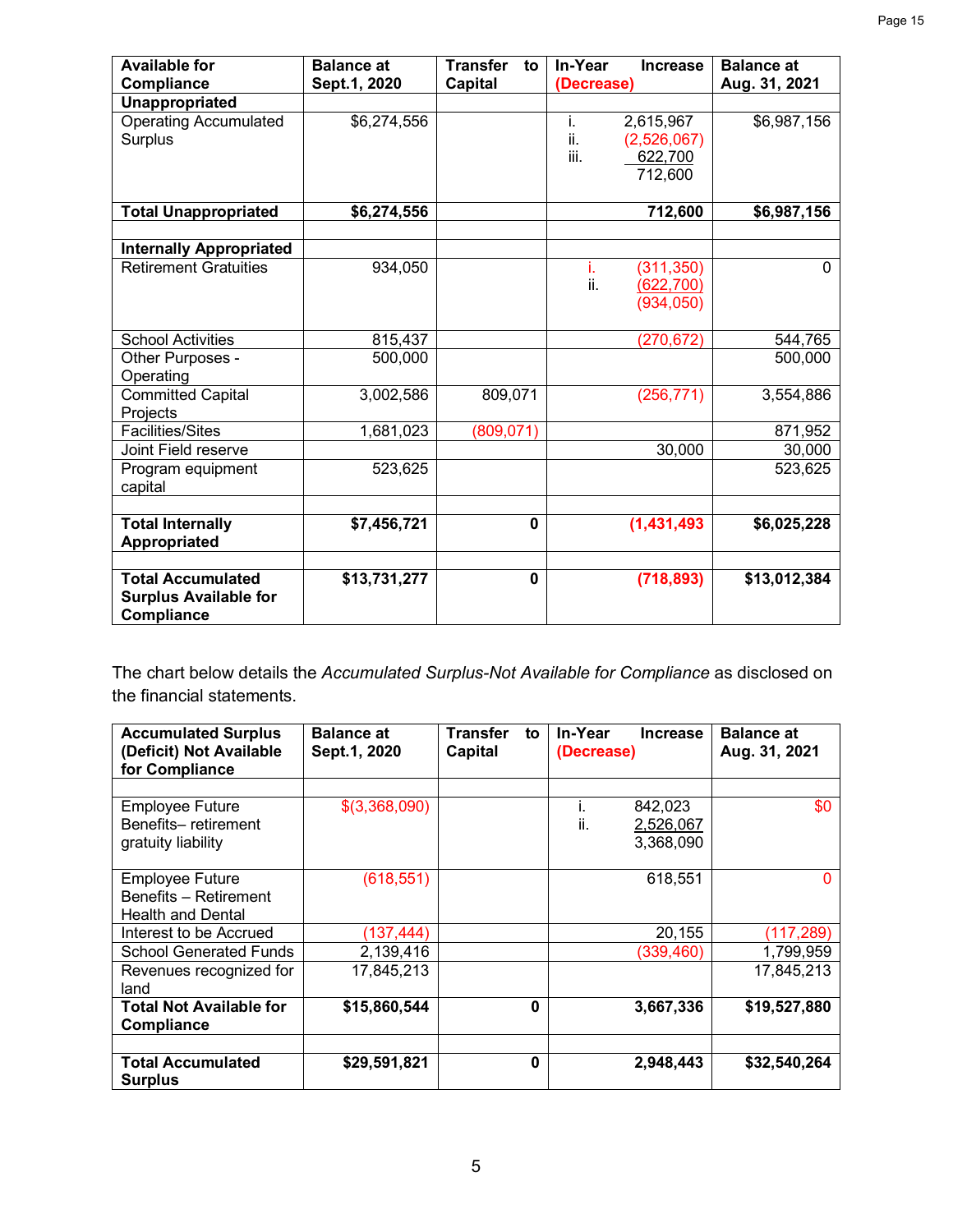| Available for Compliance | Balance at Sept.1, 2020 | Transfer to Capital | In-Year Increase (Decrease) | Balance at Aug. 31, 2021 |
|---|---|---|---|---|
| **Unappropriated** | | | | |
| Operating Accumulated Surplus | $6,274,556 | | i. 2,615,967<br>ii. (2,526,067)<br>iii. 622,700<br>712,600 | $6,987,156 |
| **Total Unappropriated** | **$6,274,556** | | **712,600** | **$6,987,156** |
| | | | | |
| **Internally Appropriated** | | | | |
| Retirement Gratuities | 934,050 | | i. (311,350)<br>ii. (622,700)<br>(934,050) | 0 |
| School Activities | 815,437 | | (270,672) | 544,765 |
| Other Purposes - Operating | 500,000 | | | 500,000 |
| Committed Capital Projects | 3,002,586 | 809,071 | (256,771) | 3,554,886 |
| Facilities/Sites | 1,681,023 | (809,071) | | 871,952 |
| Joint Field reserve | | | 30,000 | 30,000 |
| Program equipment capital | 523,625 | | | 523,625 |
| | | | | |
| **Total Internally Appropriated** | **$7,456,721** | **0** | **(1,431,493** | **$6,025,228** |
| | | | | |
| **Total Accumulated Surplus Available for Compliance** | **$13,731,277** | **0** | **(718,893)** | **$13,012,384** |

The chart below details the *Accumulated Surplus-Not Available for Compliance* as disclosed on the financial statements.

| Accumulated Surplus (Deficit) Not Available for Compliance | Balance at Sept.1, 2020 | Transfer to Capital | In-Year Increase (Decrease) | Balance at Aug. 31, 2021 |
|---|---|---|---|---|
| | | | | |
| Employee Future Benefits– retirement gratuity liability | $(3,368,090) | | i. 842,023<br>ii. 2,526,067<br>3,368,090 | $0 |
| Employee Future Benefits – Retirement Health and Dental | (618,551) | | 618,551 | 0 |
| Interest to be Accrued | (137,444) | | 20,155 | (117,289) |
| School Generated Funds | 2,139,416 | | (339,460) | 1,799,959 |
| Revenues recognized for land | 17,845,213 | | | 17,845,213 |
| **Total Not Available for Compliance** | **$15,860,544** | **0** | **3,667,336** | **$19,527,880** |
| | | | | |
| **Total Accumulated Surplus** | **$29,591,821** | **0** | **2,948,443** | **$32,540,264** |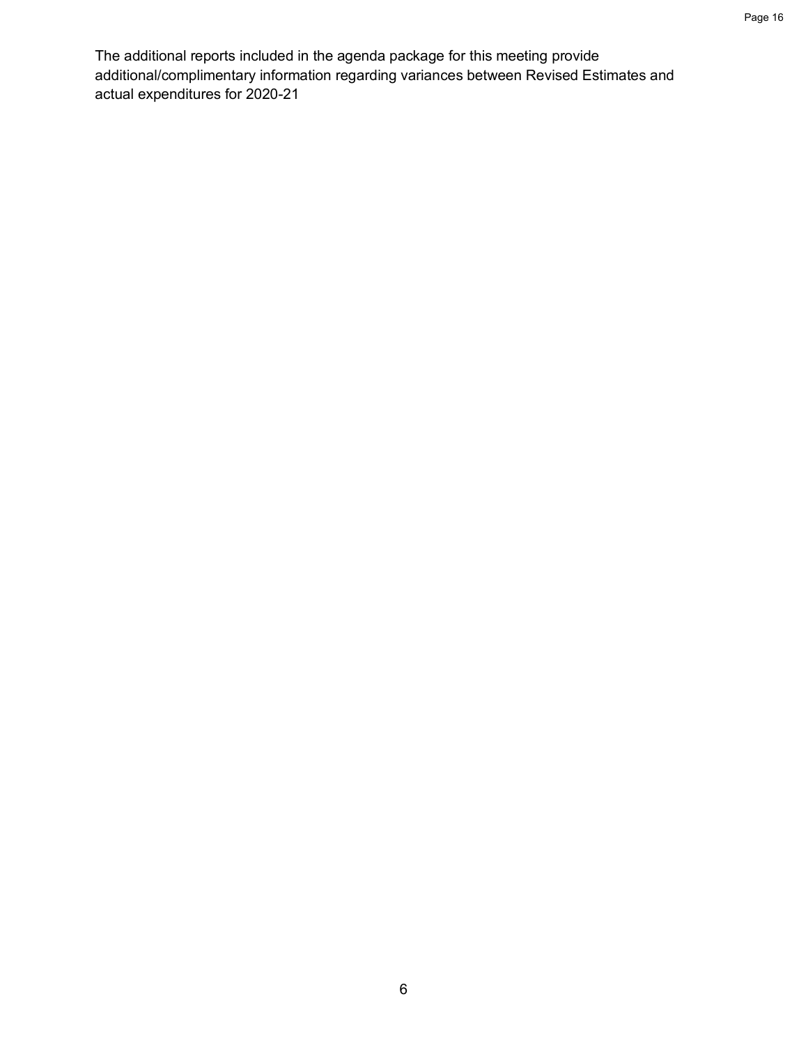The additional reports included in the agenda package for this meeting provide additional/complimentary information regarding variances between Revised Estimates and actual expenditures for 2020-21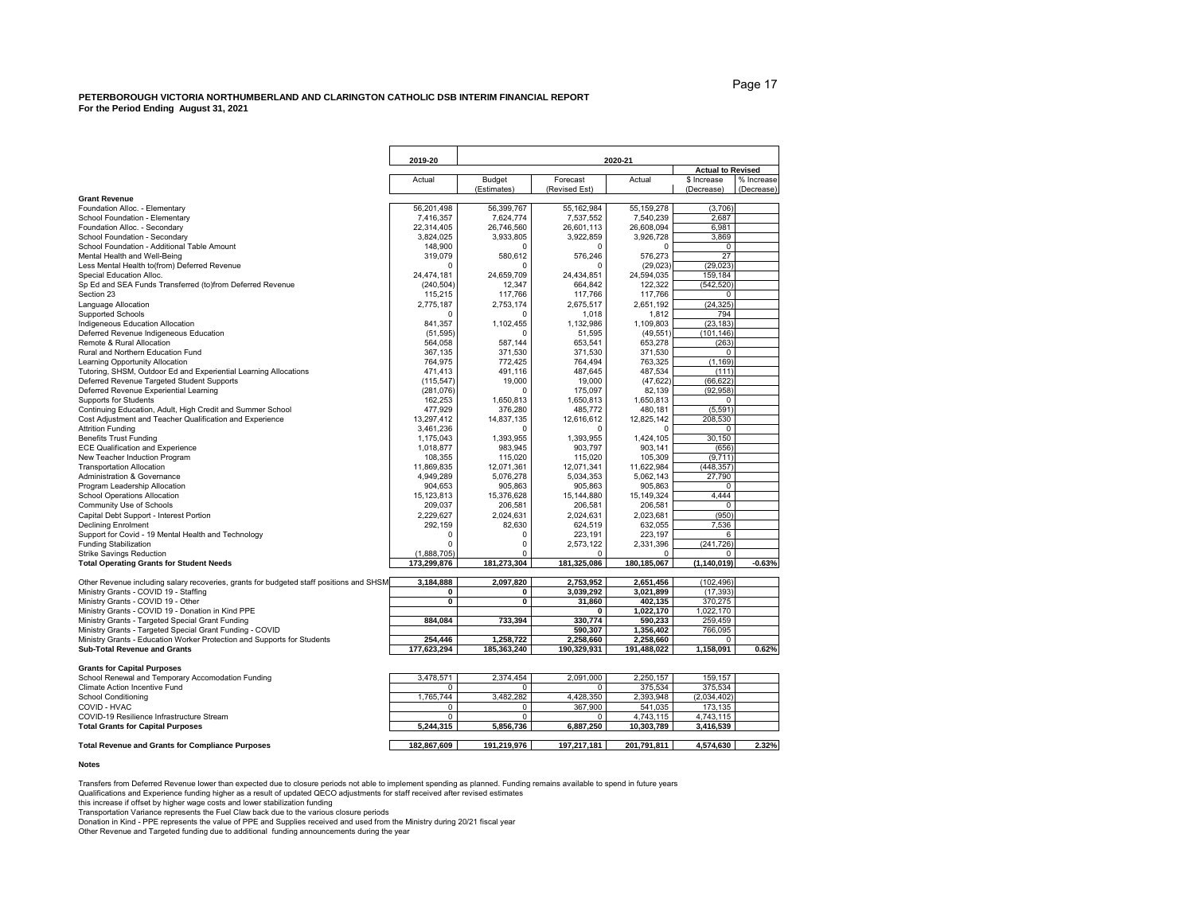**PETERBOROUGH VICTORIA NORTHUMBERLAND AND CLARINGTON CATHOLIC DSB INTERIM FINANCIAL REPORT**
**For the Period Ending August 31, 2021**

| | 2019-20 | 2020-21 | | | | |
|---|---|---|---|---|---|---|
| | | | | | Actual to Revised | |
| | Actual | Budget (Estimates) | Forecast (Revised Est) | Actual | $ Increase (Decrease) | % Increase (Decrease) |
| **Grant Revenue** | | | | | | |
| Foundation Alloc. - Elementary | 56,201,498 | 56,399,767 | 55,162,984 | 55,159,278 | (3,706) | |
| School Foundation - Elementary | 7,416,357 | 7,624,774 | 7,537,552 | 7,540,239 | 2,687 | |
| Foundation Alloc. - Secondary | 22,314,405 | 26,746,560 | 26,601,113 | 26,608,094 | 6,981 | |
| School Foundation - Secondary | 3,824,025 | 3,933,805 | 3,922,859 | 3,926,728 | 3,869 | |
| School Foundation - Additional Table Amount | 148,900 | 0 | 0 | 0 | 0 | |
| Mental Health and Well-Being | 319,079 | 580,612 | 576,246 | 576,273 | 27 | |
| Less Mental Health to(from) Deferred Revenue | 0 | 0 | 0 | (29,023) | (29,023) | |
| Special Education Alloc. | 24,474,181 | 24,659,709 | 24,434,851 | 24,594,035 | 159,184 | |
| Sp Ed and SEA Funds Transferred (to)from Deferred Revenue | (240,504) | 12,347 | 664,842 | 122,322 | (542,520) | |
| Section 23 | 115,215 | 117,766 | 117,766 | 117,766 | 0 | |
| Language Allocation | 2,775,187 | 2,753,174 | 2,675,517 | 2,651,192 | (24,325) | |
| Supported Schools | 0 | 0 | 1,018 | 1,812 | 794 | |
| Indigeneous Education Allocation | 841,357 | 1,102,455 | 1,132,986 | 1,109,803 | (23,183) | |
| Deferred Revenue Indigeneous Education | (51,595) | 0 | 51,595 | (49,551) | (101,146) | |
| Remote & Rural Allocation | 564,058 | 587,144 | 653,541 | 653,278 | (263) | |
| Rural and Northern Education Fund | 367,135 | 371,530 | 371,530 | 371,530 | 0 | |
| Learning Opportunity Allocation | 764,975 | 772,425 | 764,494 | 763,325 | (1,169) | |
| Tutoring, SHSM, Outdoor Ed and Experiential Learning Allocations | 471,413 | 491,116 | 487,645 | 487,534 | (111) | |
| Deferred Revenue Targeted Student Supports | (115,547) | 19,000 | 19,000 | (47,622) | (66,622) | |
| Deferred Revenue Experiential Learning | (281,076) | 0 | 175,097 | 82,139 | (92,958) | |
| Supports for Students | 162,253 | 1,650,813 | 1,650,813 | 1,650,813 | 0 | |
| Continuing Education, Adult, High Credit and Summer School | 477,929 | 376,280 | 485,772 | 480,181 | (5,591) | |
| Cost Adjustment and Teacher Qualification and Experience | 13,297,412 | 14,837,135 | 12,616,612 | 12,825,142 | 208,530 | |
| Attrition Funding | 3,461,236 | 0 | 0 | 0 | 0 | |
| Benefits Trust Funding | 1,175,043 | 1,393,955 | 1,393,955 | 1,424,105 | 30,150 | |
| ECE Qualification and Experience | 1,018,877 | 983,945 | 903,797 | 903,141 | (656) | |
| New Teacher Induction Program | 108,355 | 115,020 | 115,020 | 105,309 | (9,711) | |
| Transportation Allocation | 11,869,835 | 12,071,361 | 12,071,341 | 11,622,984 | (448,357) | |
| Administration & Governance | 4,949,289 | 5,076,278 | 5,034,353 | 5,062,143 | 27,790 | |
| Program Leadership Allocation | 904,653 | 905,863 | 905,863 | 905,863 | 0 | |
| School Operations Allocation | 15,123,813 | 15,376,628 | 15,144,880 | 15,149,324 | 4,444 | |
| Community Use of Schools | 209,037 | 206,581 | 206,581 | 206,581 | 0 | |
| Capital Debt Support - Interest Portion | 2,229,627 | 2,024,631 | 2,024,631 | 2,023,681 | (950) | |
| Declining Enrolment | 292,159 | 82,630 | 624,519 | 632,055 | 7,536 | |
| Support for Covid - 19 Mental Health and Technology | 0 | 0 | 223,191 | 223,197 | 6 | |
| Funding Stabilization | 0 | 0 | 2,573,122 | 2,331,396 | (241,726) | |
| Strike Savings Reduction | (1,888,705) | 0 | 0 | 0 | 0 | |
| **Total Operating Grants for Student Needs** | **173,299,876** | **181,273,304** | **181,325,086** | **180,185,067** | **(1,140,019)** | **-0.63%** |
| Other Revenue including salary recoveries, grants for budgeted staff positions and SHSM | **3,184,888** | **2,097,820** | **2,753,952** | **2,651,456** | (102,496) | |
| Ministry Grants - COVID 19 - Staffing | **0** | **0** | **3,039,292** | **3,021,899** | (17,393) | |
| Ministry Grants - COVID 19 - Other | **0** | **0** | **31,860** | **402,135** | 370,275 | |
| Ministry Grants - COVID 19 - Donation in Kind PPE | | | **0** | **1,022,170** | 1,022,170 | |
| Ministry Grants - Targeted Special Grant Funding | **884,084** | **733,394** | **330,774** | **590,233** | 259,459 | |
| Ministry Grants - Targeted Special Grant Funding - COVID | | | **590,307** | **1,356,402** | 766,095 | |
| Ministry Grants - Education Worker Protection and Supports for Students | **254,446** | **1,258,722** | **2,258,660** | **2,258,660** | 0 | |
| **Sub-Total Revenue and Grants** | **177,623,294** | **185,363,240** | **190,329,931** | **191,488,022** | **1,158,091** | **0.62%** |
| **Grants for Capital Purposes** | | | | | | |
| School Renewal and Temporary Accomodation Funding | 3,478,571 | 2,374,454 | 2,091,000 | 2,250,157 | 159,157 | |
| Climate Action Incentive Fund | 0 | 0 | 0 | 375,534 | 375,534 | |
| School Conditioning | 1,765,744 | 3,482,282 | 4,428,350 | 2,393,948 | (2,034,402) | |
| COVID - HVAC | 0 | 0 | 367,900 | 541,035 | 173,135 | |
| COVID-19 Resilience Infrastructure Stream | 0 | 0 | 0 | 4,743,115 | 4,743,115 | |
| **Total Grants for Capital Purposes** | **5,244,315** | **5,856,736** | **6,887,250** | **10,303,789** | **3,416,539** | |
| **Total Revenue and Grants for Compliance Purposes** | **182,867,609** | **191,219,976** | **197,217,181** | **201,791,811** | **4,574,630** | **2.32%** |

**Notes**

Transfers from Deferred Revenue lower than expected due to closure periods not able to implement spending as planned. Funding remains available to spend in future years
Qualifications and Experience funding higher as a result of updated QECO adjustments for staff received after revised estimates
this increase if offset by higher wage costs and lower stabilization funding
Transportation Variance represents the Fuel Claw back due to the various closure periods
Donation in Kind - PPE represents the value of PPE and Supplies received and used from the Ministry during 20/21 fiscal year
Other Revenue and Targeted funding due to additional funding announcements during the year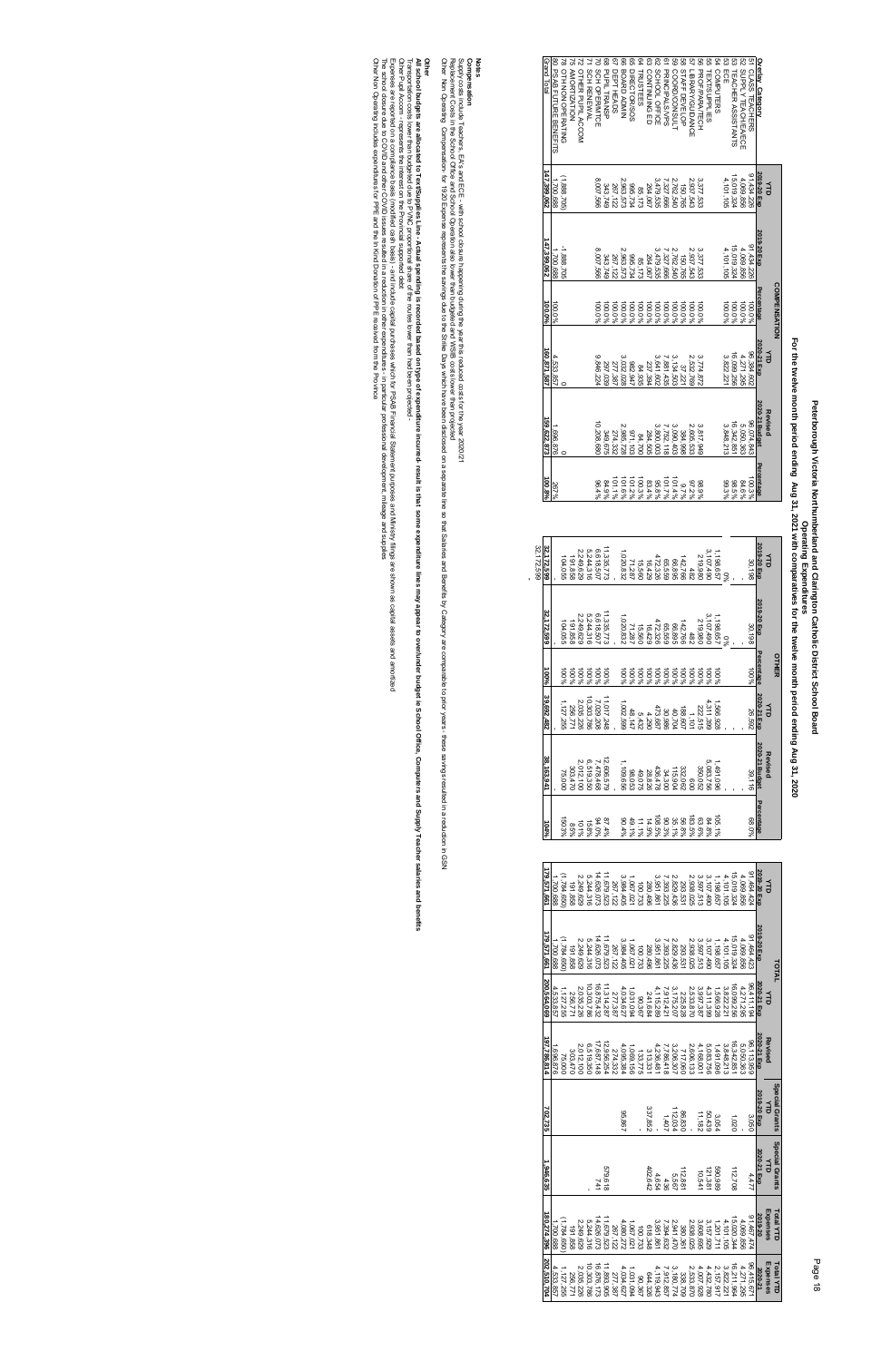# Peterborough Victoria Northumberland and Clarington Catholic District School Board

## Operating Expenditures

### For the twelve month period ending Aug 31, 2021 with comparatives for the twelve month period ending Aug 31, 2020

| Overlay Category | COMPENSATION YTD 2019-20 Exp | 2019-20 Exp | Percentage | YTD 2020-21 Exp | Revised 2020-21 Budget | Percentage | OTHER YTD 2019-20 Exp | 2019-20 Exp | Percentage | YTD 2020-21 Exp | Revised 2020-21 Budget | Percentage | TOTAL YTD 2019-20 Exp | 2019-20 Exp | YTD 2020-21 Exp | Revised 2020-21 Budget | Special Grants YTD 2019-20 Exp | Special Grants YTD 2020-21 Exp | Total YTD Expenses 2019-20 | Total YTD Expenses 2020-21 |
|---|---|---|---|---|---|---|---|---|---|---|---|---|---|---|---|---|---|---|---|---|
| 51 CLASS. TEACHERS | 91,434,226 | 91,434,226 | 100.0% | 96,384,602 | 96,074,843 | 100.3% | 30,198 | 30,198 | 100% | 26,592 | 39,116 | 68.0% | 91,464,423 | 91,464,423 | 96,411,194 | 96,113,959 | 3,050 | 4,477 | 91,467,474 | 96,415,671 |
| 52 SUPPLY TEACH/EACE | 4,069,856 | 4,069,856 | 100.0% | 4,271,295 | 5,050,363 | 84.6% | | | | | | | 4,069,856 | 4,069,856 | 4,271,295 | 5,050,363 | | | 4,069,856 | 4,271,295 |
| 53 TEACHER ASSISTANTS | 15,019,324 | 15,019,324 | 100.0% | 16,099,256 | 16,342,881 | 98.5% | | | | | | | 15,019,324 | 15,019,324 | 16,099,256 | 16,342,881 | 1,020 | 112,708 | 15,020,344 | 16,211,964 |
| 53 ECE | 4,101,106 | 4,101,106 | 100.0% | 3,822,221 | 3,848,213 | 99.3% | | | | | | | 4,101,106 | 4,101,106 | 3,822,221 | 3,848,213 | | | 4,101,106 | 3,822,221 |
| 54 COMPUTERS | | | | | | | 1,198,657 | 1,198,657 | 100% | 1,566,928 | 1,491,096 | 105.1% | 1,198,657 | 1,198,657 | 1,566,928 | 1,491,096 | 3,054 | 590,989 | 1,201,711 | 2,157,917 |
| 55 TEXTBOOKS/SUPPLIES | | | | | | | 3,107,490 | 3,107,490 | 100% | 4,311,399 | 5,063,756 | 84.8% | 3,107,490 | 3,107,490 | 4,311,399 | 5,063,756 | 60,439 | 121,281 | 3,167,929 | 4,432,780 |
| 56 PROF/PARA/TECH | 3,377,533 | 3,377,533 | 100.0% | 3,774,872 | 3,817,949 | 98.9% | 219,980 | 219,980 | 100% | 222,215 | 350,052 | 63.6% | 3,597,513 | 3,597,513 | 3,997,087 | 4,168,001 | 11,183 | 10,541 | 3,608,696 | 4,007,628 |
| 57 LIBRARY/GUIDANCE | 2,907,543 | 2,907,543 | 100.0% | 2,532,769 | 2,605,533 | 97.2% | 482 | 482 | 100% | 1,101 | 600 | 183.5% | 2,908,025 | 2,908,025 | 2,533,870 | 2,606,133 | | | 2,908,025 | 2,533,870 |
| 58 STAFF DEVELOP | 126,166 | 126,166 | 100.0% | 37,221 | 31,226 | | 167,165 | 167,165 | 100% | 188,607 | 332,402 | 56.7% | 293,331 | 293,331 | 225,828 | 363,628 | 86,870 | 12,881 | 380,201 | 238,709 |
| 59 COORD/CONSULT | 2,782,540 | 2,782,540 | 100.0% | 3,134,303 | 3,060,403 | 102.4% | 46,895 | 46,895 | 100% | 40,904 | 115,904 | 35.3% | 2,829,435 | 2,829,435 | 3,175,207 | 3,176,307 | 12,034 | 5,567 | 2,841,470 | 3,180,774 |
| 61 PRINCIPALS/VPS | 7,327,666 | 7,327,666 | 100.0% | 7,881,435 | 7,752,118 | 101.7% | 65,559 | 65,559 | 100% | 30,986 | 34,300 | 90.3% | 7,393,225 | 7,393,225 | 7,912,421 | 7,786,418 | 1,407 | 436 | 7,394,632 | 7,912,857 |
| 62 SCHOOL OFFICE | 3,479,535 | 3,479,535 | 100.0% | 3,641,002 | 3,800,000 | 95.8% | 472,326 | 472,326 | 100% | 474,287 | 436,478 | 108.7% | 3,951,861 | 3,951,861 | 4,115,289 | 4,236,478 | - | 4,654 | 3,951,861 | 4,119,943 |
| 63 CONTINUING ED | 264,067 | 264,067 | 100.0% | 237,384 | 284,506 | 83.4% | 16,429 | 16,429 | 100% | 4,250 | 28,625 | 14.9% | 280,496 | 280,496 | 241,634 | 313,131 | 337,852 | 402,642 | 618,348 | 644,276 |
| 64 TRUSTEES | 85,173 | 85,173 | 100.0% | 84,935 | 84,700 | 100.3% | 15,560 | 15,560 | 100% | 5,432 | 49,075 | 11.1% | 100,733 | 100,733 | 90,367 | 133,775 | | | 100,733 | 90,367 |
| 65 DIRECTOR/SOs | 966,734 | 966,734 | 100.0% | 982,947 | 971,093 | 101.2% | 71,287 | 71,287 | 100% | 48,147 | 98,053 | 49.1% | 1,038,021 | 1,038,021 | 1,031,094 | 1,069,146 | | | 1,038,021 | 1,031,094 |
| 66 BOARD ADMIN | 2,963,573 | 2,963,573 | 100.0% | 3,032,028 | 2,985,728 | 101.6% | 1,020,832 | 1,020,832 | 100% | 1,002,669 | 1,109,656 | 90.4% | 3,984,405 | 3,984,405 | 4,034,697 | 4,095,384 | 95,867 | | 4,080,272 | 4,034,697 |
| 67 DEPT HEADS | 267,122 | 267,122 | 100.0% | 277,387 | 274,332 | 101.1% | | | | | | | 267,122 | 267,122 | 277,387 | 274,332 | | | 267,122 | 277,387 |
| 68 PUPIL TRANSP. | 343,749 | 343,749 | 100.0% | 297,039 | 349,675 | 84.9% | 11,335,773 | 11,335,773 | 100% | 11,017,248 | 12,606,579 | 87.4% | 11,679,523 | 11,679,523 | 11,314,287 | 12,956,254 | | 579,618 | 11,679,523 | 11,893,905 |
| 69 SCH OPERATION | 8,007,566 | 8,007,566 | 100.0% | 9,846,204 | 10,208,680 | 96.4% | 6,618,507 | 6,618,507 | 100% | 7,029,928 | 7,478,468 | 94.0% | 14,626,073 | 14,626,073 | 16,876,132 | 17,687,148 | | 741 | 14,626,073 | 16,876,873 |
| 71 SCH RENEWAL | | | | | | | 5,244,316 | 5,244,316 | 100% | 10,303,786 | 6,519,350 | 158.0% | 5,244,316 | 5,244,316 | 10,303,786 | 6,519,350 | | | 5,244,316 | 10,303,786 |
| 72 OTHER PUPIL ACCOM | | | | | | | 2,249,629 | 2,249,629 | 100% | 2,035,226 | 2,012,100 | 101% | 2,249,629 | 2,249,629 | 2,035,226 | 2,012,100 | | | 2,249,629 | 2,035,226 |
| 75 AMORTIZATION | | | | | | | 191,858 | 191,858 | 100% | 256,771 | 303,410 | 85% | 191,858 | 191,858 | 256,771 | 303,410 | | | 191,858 | 256,771 |
| 78 OTH NON OPERATING | (1,888,705) | -1,888,705 | 100.0% | | | | 104,055 | 104,055 | 100% | 1,127,255 | 75,000 | 1503% | (1,784,650) | (1,784,650) | 1,127,255 | 75,000 | | | (1,784,650) | 1,127,255 |
| 80 PSAB FUTURE BENEFITS | 1,700,688 | 1,700,688 | 100.0% | 4,533,857 | 1,696,876 | 267% | | | | | | | 1,700,688 | 1,700,688 | 4,533,857 | 1,696,876 | | | 1,700,688 | 4,533,857 |
| Grand Total | 147,399,062 | 147,399,062 | 100.0% | 160,871,587 | 159,622,873 | 100.8% | 32,172,599 | 32,172,599 | 100% | 39,692,482 | 38,163,941 | 104% | 179,571,661 | 179,571,661 | 200,564,069 | 197,786,814 | 702,735 | 1,946,635 | 180,274,396 | 202,510,704 |

32,172,599
-

**Notes**

**Compensation**

Supply costs include Teachers, EA's and ECE - with school closure happening during the year this reduced costs for the year 2020/21

Replacement Costs in the School Office and School Operation also lower than budgeted and WSIB costs lower than projected

Other - Non Operating Compensation: for 19/20 Expense represents the savings due to the Strike Days which have been disclosed on a separate line so that Salaries and Benefits by Category are comparable to prior years - these savings resulted in a reduction in GSN

**Other**

**All school budgets are allocated to Textbooks/Supplies Line - Actual spending is recorded based on type of expenditure incurred- result is that some expenditure lines may appear to over/under budget ie School Offices, Computers and Supply Teacher salaries and benefits**

Transportation costs lower than budgeted due to PVNC proportional share of the routes lower than had been projected

Other Pupil Accom - represents the interest on the Provincial supported debt

Expenditures are reported on a compliance basis (modified cash basis) which for PSAB Financial Statement purposes and Ministry filings are shown as capital assets and amortized

The school closure due to COVID and other COVID issues resulted in a reduction in other expenditures - in particular professional development, mileage and supplies

Other Non Operating includes expenditures for PPE and the In Kind Donation of PPE received from the Province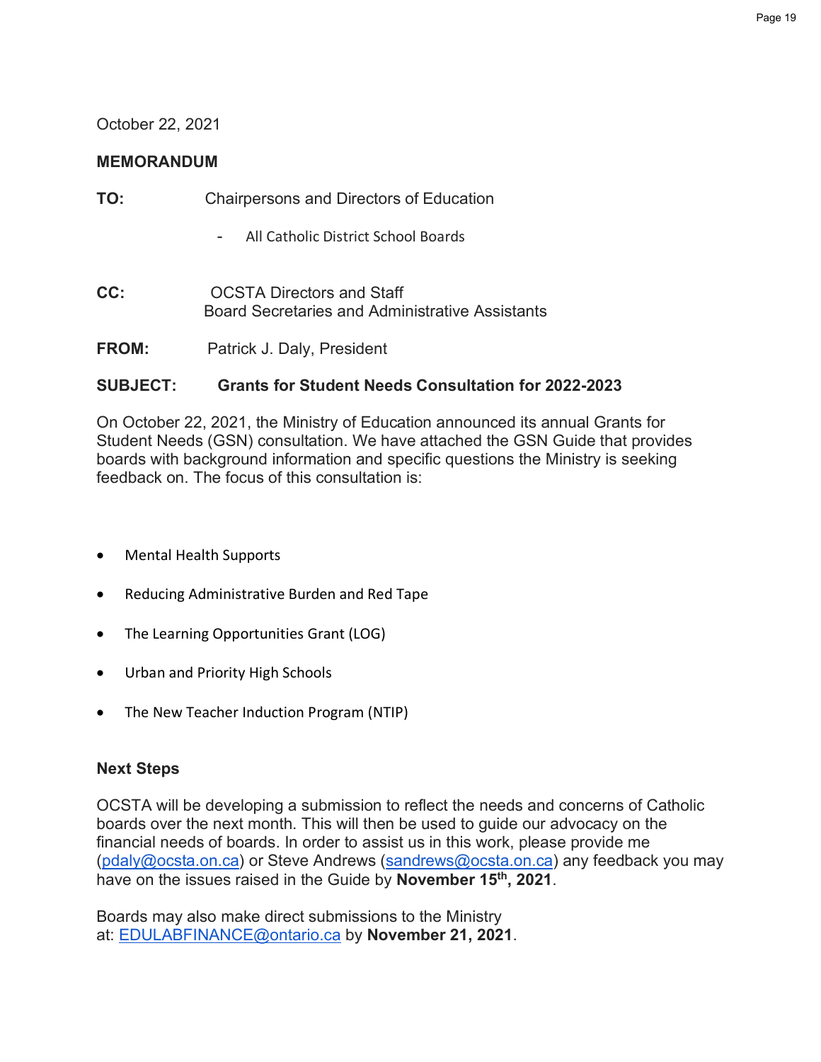October 22, 2021

**MEMORANDUM**

**TO:** Chairpersons and Directors of Education

- All Catholic District School Boards

**CC:** OCSTA Directors and Staff
Board Secretaries and Administrative Assistants

**FROM:** Patrick J. Daly, President

**SUBJECT: Grants for Student Needs Consultation for 2022-2023**

On October 22, 2021, the Ministry of Education announced its annual Grants for Student Needs (GSN) consultation. We have attached the GSN Guide that provides boards with background information and specific questions the Ministry is seeking feedback on. The focus of this consultation is:

- Mental Health Supports
- Reducing Administrative Burden and Red Tape
- The Learning Opportunities Grant (LOG)
- Urban and Priority High Schools
- The New Teacher Induction Program (NTIP)

**Next Steps**

OCSTA will be developing a submission to reflect the needs and concerns of Catholic boards over the next month. This will then be used to guide our advocacy on the financial needs of boards. In order to assist us in this work, please provide me (pdaly@ocsta.on.ca) or Steve Andrews (sandrews@ocsta.on.ca) any feedback you may have on the issues raised in the Guide by **November 15th, 2021**.

Boards may also make direct submissions to the Ministry at: EDULABFINANCE@ontario.ca by **November 21, 2021**.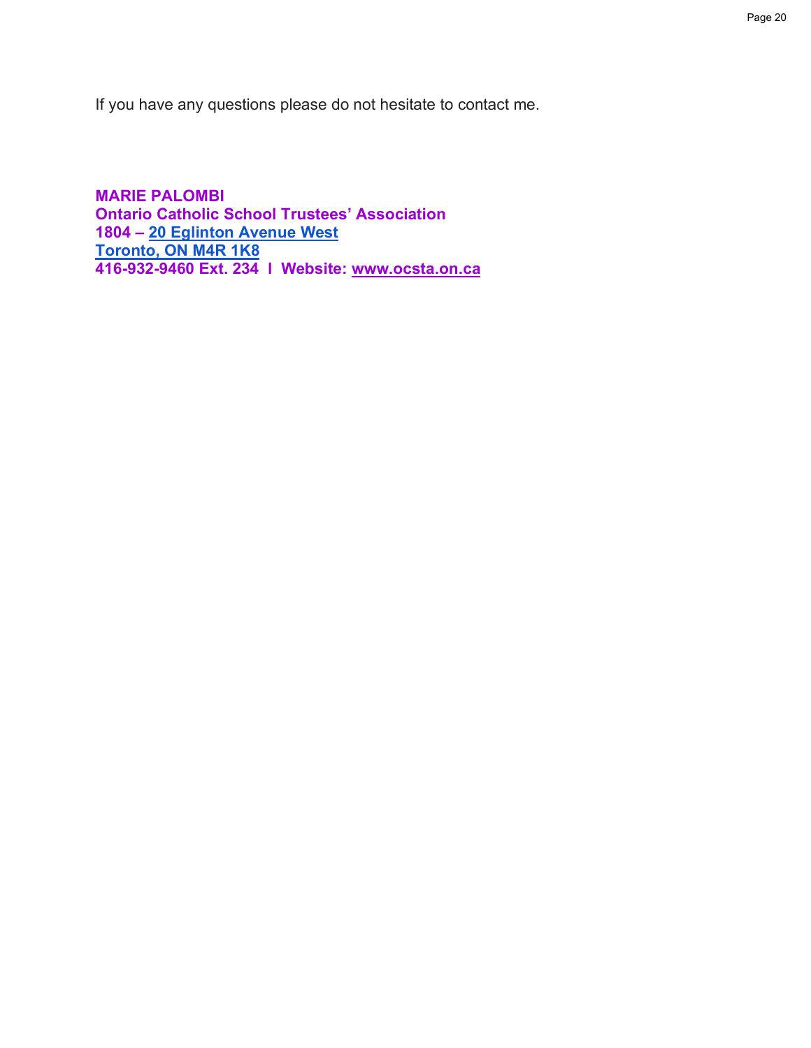If you have any questions please do not hesitate to contact me.

**MARIE PALOMBI**
**Ontario Catholic School Trustees' Association**
**1804 – 20 Eglinton Avenue West**
**Toronto, ON M4R 1K8**
**416-932-9460 Ext. 234 I Website: www.ocsta.on.ca**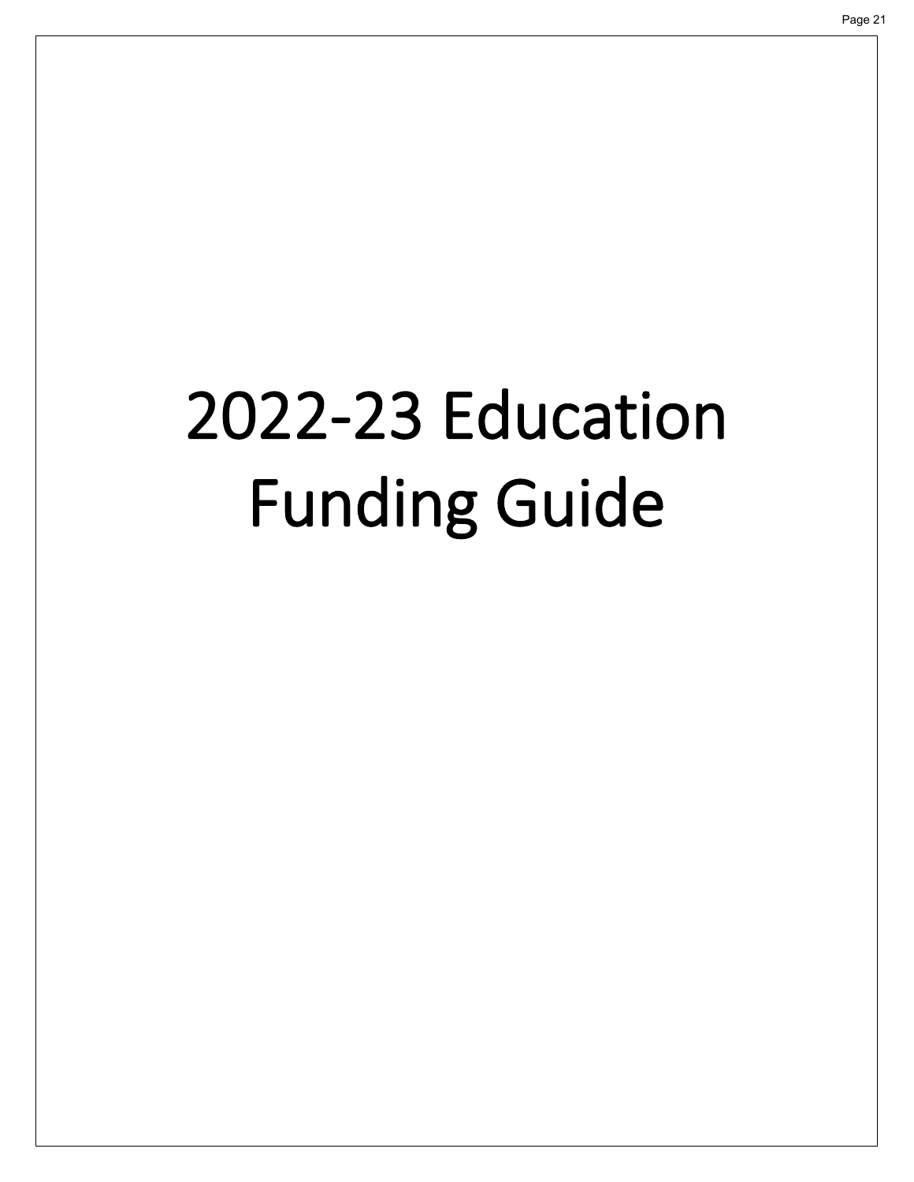# 2022-23 Education Funding Guide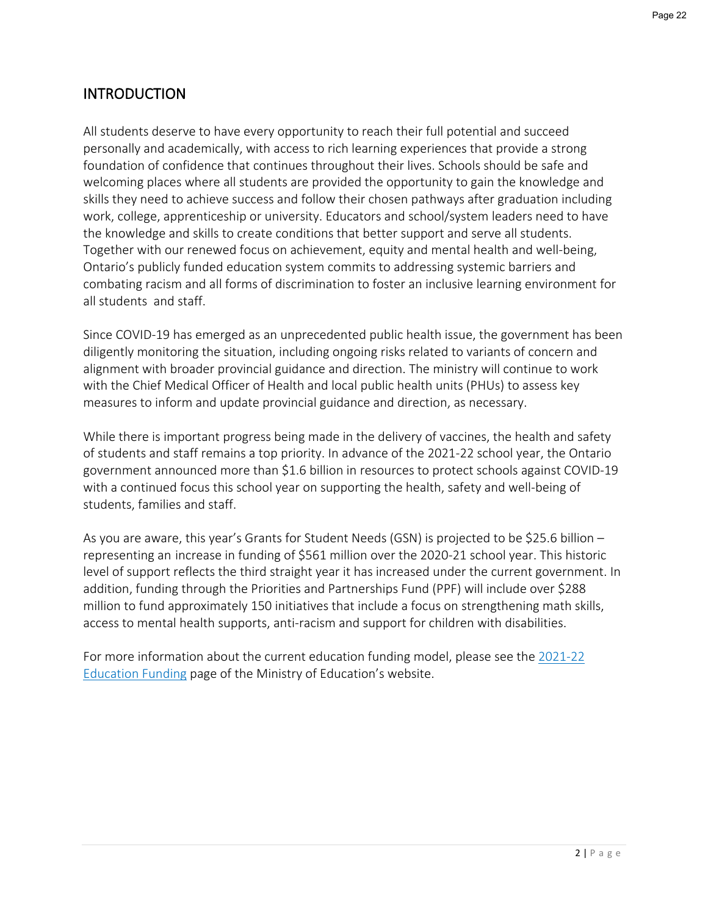## INTRODUCTION

All students deserve to have every opportunity to reach their full potential and succeed personally and academically, with access to rich learning experiences that provide a strong foundation of confidence that continues throughout their lives. Schools should be safe and welcoming places where all students are provided the opportunity to gain the knowledge and skills they need to achieve success and follow their chosen pathways after graduation including work, college, apprenticeship or university. Educators and school/system leaders need to have the knowledge and skills to create conditions that better support and serve all students. Together with our renewed focus on achievement, equity and mental health and well-being, Ontario's publicly funded education system commits to addressing systemic barriers and combating racism and all forms of discrimination to foster an inclusive learning environment for all students and staff.

Since COVID-19 has emerged as an unprecedented public health issue, the government has been diligently monitoring the situation, including ongoing risks related to variants of concern and alignment with broader provincial guidance and direction. The ministry will continue to work with the Chief Medical Officer of Health and local public health units (PHUs) to assess key measures to inform and update provincial guidance and direction, as necessary.

While there is important progress being made in the delivery of vaccines, the health and safety of students and staff remains a top priority. In advance of the 2021-22 school year, the Ontario government announced more than $1.6 billion in resources to protect schools against COVID-19 with a continued focus this school year on supporting the health, safety and well-being of students, families and staff.

As you are aware, this year's Grants for Student Needs (GSN) is projected to be $25.6 billion – representing an increase in funding of $561 million over the 2020-21 school year. This historic level of support reflects the third straight year it has increased under the current government. In addition, funding through the Priorities and Partnerships Fund (PPF) will include over $288 million to fund approximately 150 initiatives that include a focus on strengthening math skills, access to mental health supports, anti-racism and support for children with disabilities.

For more information about the current education funding model, please see the 2021-22 Education Funding page of the Ministry of Education's website.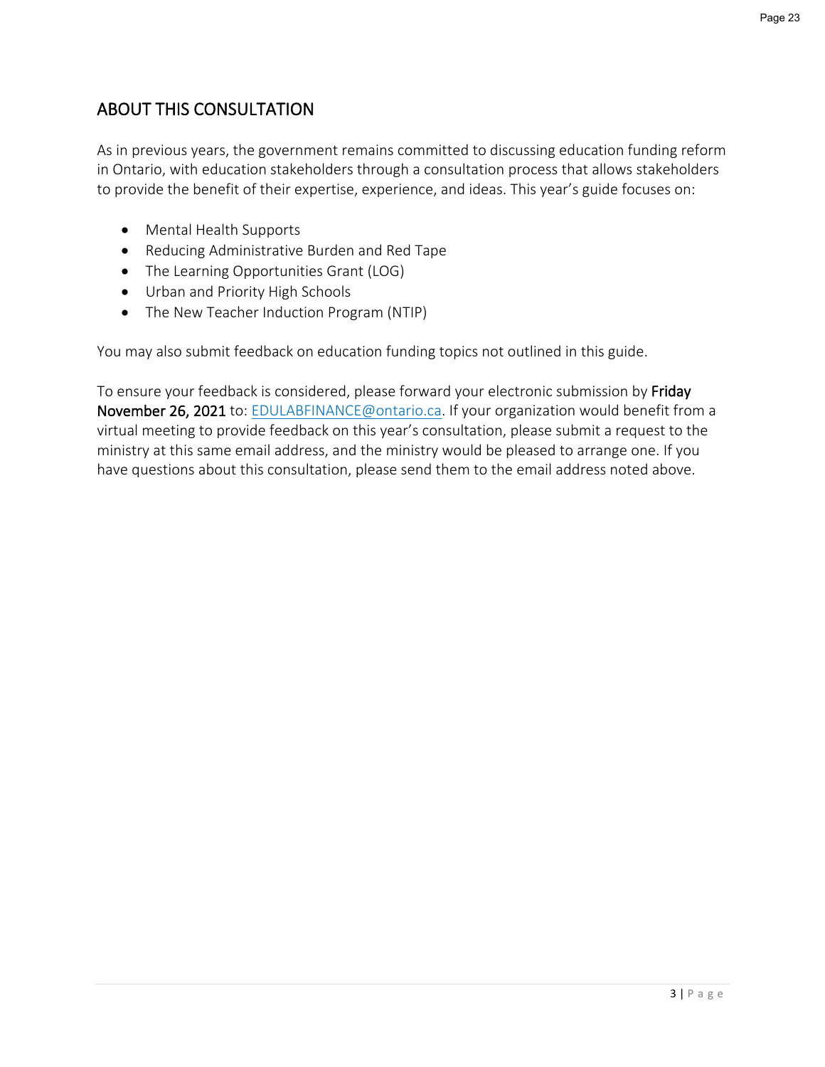## ABOUT THIS CONSULTATION

As in previous years, the government remains committed to discussing education funding reform in Ontario, with education stakeholders through a consultation process that allows stakeholders to provide the benefit of their expertise, experience, and ideas. This year's guide focuses on:

- Mental Health Supports
- Reducing Administrative Burden and Red Tape
- The Learning Opportunities Grant (LOG)
- Urban and Priority High Schools
- The New Teacher Induction Program (NTIP)

You may also submit feedback on education funding topics not outlined in this guide.

To ensure your feedback is considered, please forward your electronic submission by **Friday November 26, 2021** to: EDULABFINANCE@ontario.ca. If your organization would benefit from a virtual meeting to provide feedback on this year's consultation, please submit a request to the ministry at this same email address, and the ministry would be pleased to arrange one. If you have questions about this consultation, please send them to the email address noted above.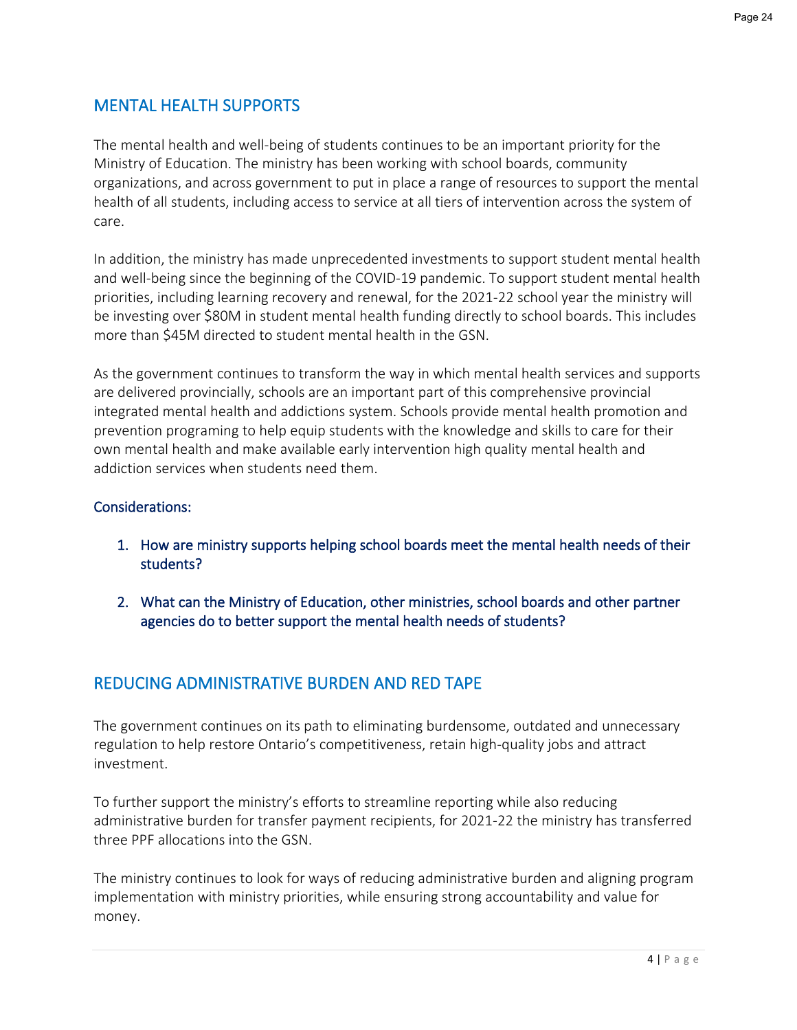## MENTAL HEALTH SUPPORTS

The mental health and well-being of students continues to be an important priority for the Ministry of Education. The ministry has been working with school boards, community organizations, and across government to put in place a range of resources to support the mental health of all students, including access to service at all tiers of intervention across the system of care.

In addition, the ministry has made unprecedented investments to support student mental health and well-being since the beginning of the COVID-19 pandemic. To support student mental health priorities, including learning recovery and renewal, for the 2021-22 school year the ministry will be investing over $80M in student mental health funding directly to school boards. This includes more than $45M directed to student mental health in the GSN.

As the government continues to transform the way in which mental health services and supports are delivered provincially, schools are an important part of this comprehensive provincial integrated mental health and addictions system. Schools provide mental health promotion and prevention programing to help equip students with the knowledge and skills to care for their own mental health and make available early intervention high quality mental health and addiction services when students need them.

### Considerations:

1. How are ministry supports helping school boards meet the mental health needs of their students?
2. What can the Ministry of Education, other ministries, school boards and other partner agencies do to better support the mental health needs of students?

## REDUCING ADMINISTRATIVE BURDEN AND RED TAPE

The government continues on its path to eliminating burdensome, outdated and unnecessary regulation to help restore Ontario's competitiveness, retain high-quality jobs and attract investment.

To further support the ministry's efforts to streamline reporting while also reducing administrative burden for transfer payment recipients, for 2021-22 the ministry has transferred three PPF allocations into the GSN.

The ministry continues to look for ways of reducing administrative burden and aligning program implementation with ministry priorities, while ensuring strong accountability and value for money.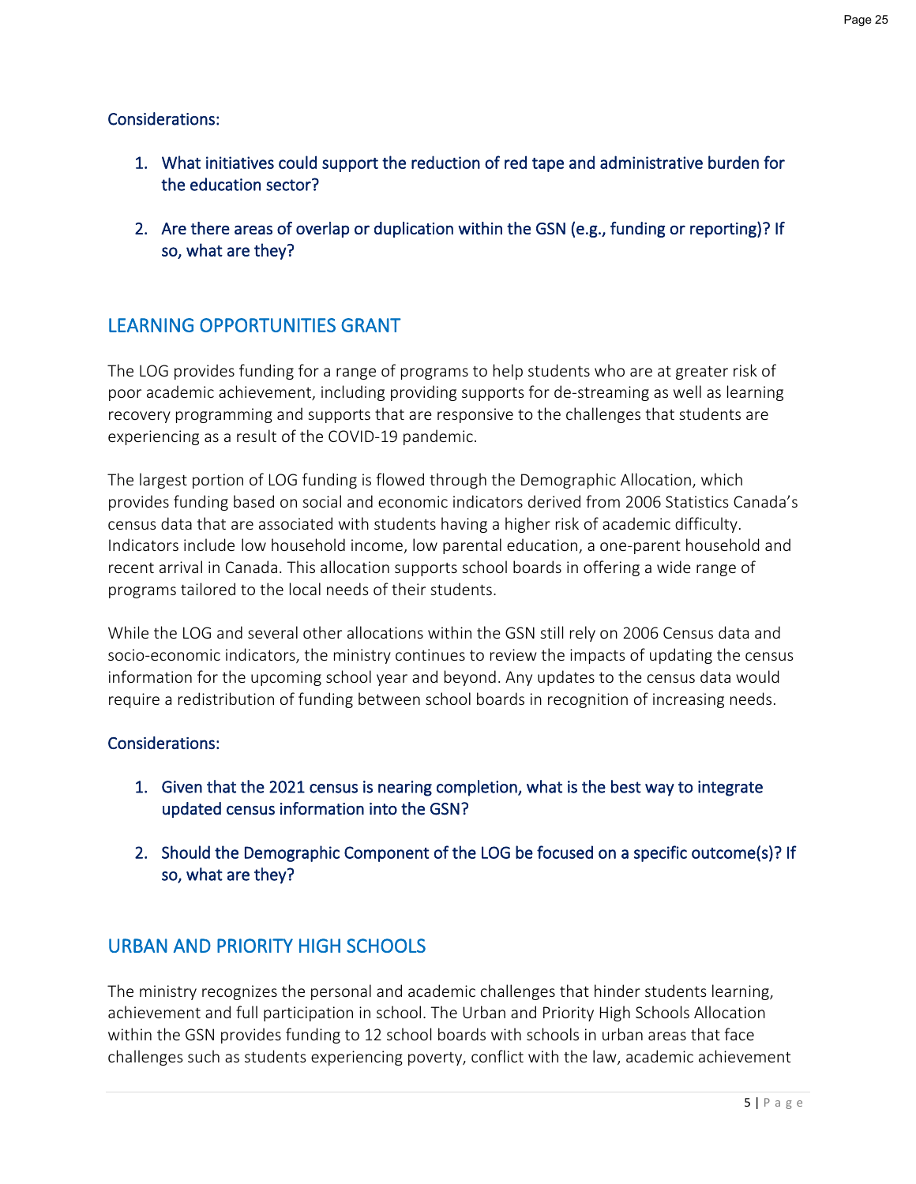Considerations:

1. What initiatives could support the reduction of red tape and administrative burden for the education sector?

2. Are there areas of overlap or duplication within the GSN (e.g., funding or reporting)? If so, what are they?

## LEARNING OPPORTUNITIES GRANT

The LOG provides funding for a range of programs to help students who are at greater risk of poor academic achievement, including providing supports for de-streaming as well as learning recovery programming and supports that are responsive to the challenges that students are experiencing as a result of the COVID-19 pandemic.

The largest portion of LOG funding is flowed through the Demographic Allocation, which provides funding based on social and economic indicators derived from 2006 Statistics Canada's census data that are associated with students having a higher risk of academic difficulty. Indicators include low household income, low parental education, a one-parent household and recent arrival in Canada. This allocation supports school boards in offering a wide range of programs tailored to the local needs of their students.

While the LOG and several other allocations within the GSN still rely on 2006 Census data and socio-economic indicators, the ministry continues to review the impacts of updating the census information for the upcoming school year and beyond. Any updates to the census data would require a redistribution of funding between school boards in recognition of increasing needs.

Considerations:

1. Given that the 2021 census is nearing completion, what is the best way to integrate updated census information into the GSN?

2. Should the Demographic Component of the LOG be focused on a specific outcome(s)? If so, what are they?

## URBAN AND PRIORITY HIGH SCHOOLS

The ministry recognizes the personal and academic challenges that hinder students learning, achievement and full participation in school. The Urban and Priority High Schools Allocation within the GSN provides funding to 12 school boards with schools in urban areas that face challenges such as students experiencing poverty, conflict with the law, academic achievement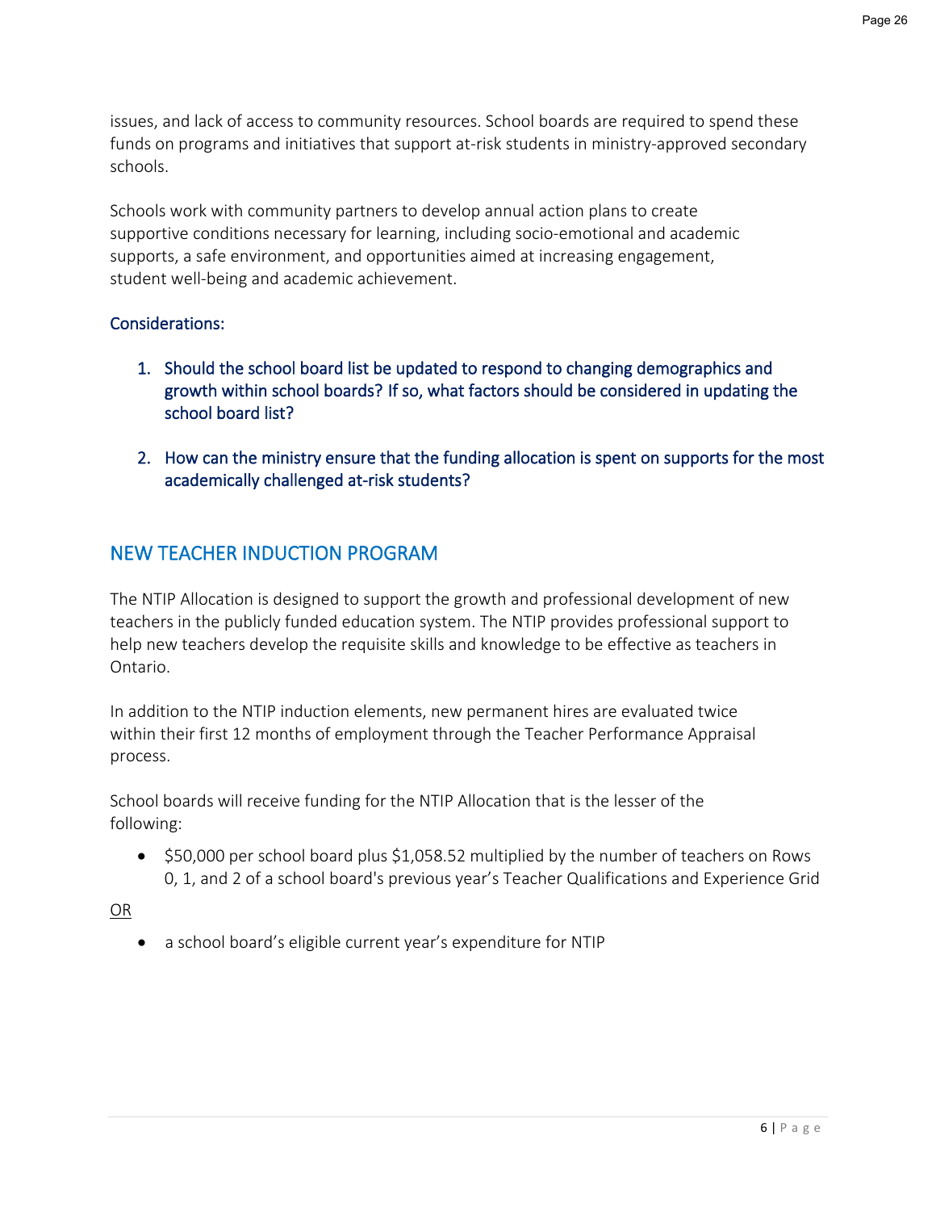issues, and lack of access to community resources. School boards are required to spend these funds on programs and initiatives that support at-risk students in ministry-approved secondary schools.

Schools work with community partners to develop annual action plans to create supportive conditions necessary for learning, including socio-emotional and academic supports, a safe environment, and opportunities aimed at increasing engagement, student well-being and academic achievement.

### Considerations:

1. Should the school board list be updated to respond to changing demographics and growth within school boards? If so, what factors should be considered in updating the school board list?
2. How can the ministry ensure that the funding allocation is spent on supports for the most academically challenged at-risk students?

## NEW TEACHER INDUCTION PROGRAM

The NTIP Allocation is designed to support the growth and professional development of new teachers in the publicly funded education system. The NTIP provides professional support to help new teachers develop the requisite skills and knowledge to be effective as teachers in Ontario.

In addition to the NTIP induction elements, new permanent hires are evaluated twice within their first 12 months of employment through the Teacher Performance Appraisal process.

School boards will receive funding for the NTIP Allocation that is the lesser of the following:

- $50,000 per school board plus $1,058.52 multiplied by the number of teachers on Rows 0, 1, and 2 of a school board's previous year's Teacher Qualifications and Experience Grid

<u>OR</u>

- a school board's eligible current year's expenditure for NTIP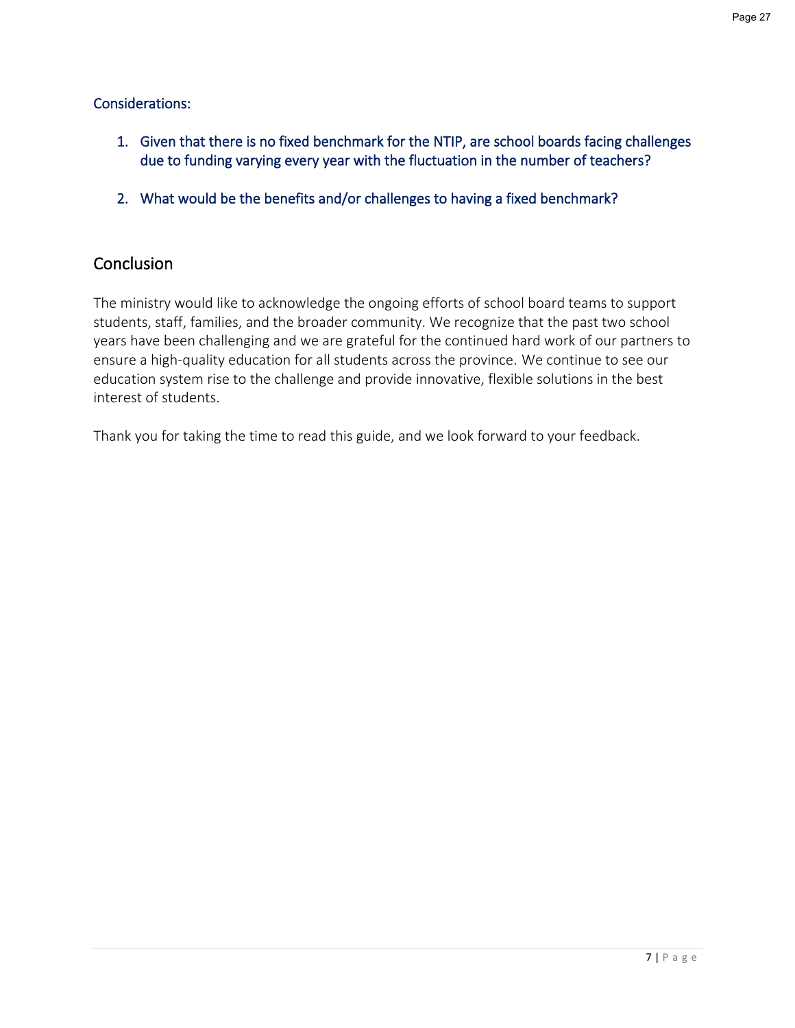Considerations:

1. Given that there is no fixed benchmark for the NTIP, are school boards facing challenges due to funding varying every year with the fluctuation in the number of teachers?

2. What would be the benefits and/or challenges to having a fixed benchmark?

## Conclusion

The ministry would like to acknowledge the ongoing efforts of school board teams to support students, staff, families, and the broader community. We recognize that the past two school years have been challenging and we are grateful for the continued hard work of our partners to ensure a high-quality education for all students across the province. We continue to see our education system rise to the challenge and provide innovative, flexible solutions in the best interest of students.

Thank you for taking the time to read this guide, and we look forward to your feedback.